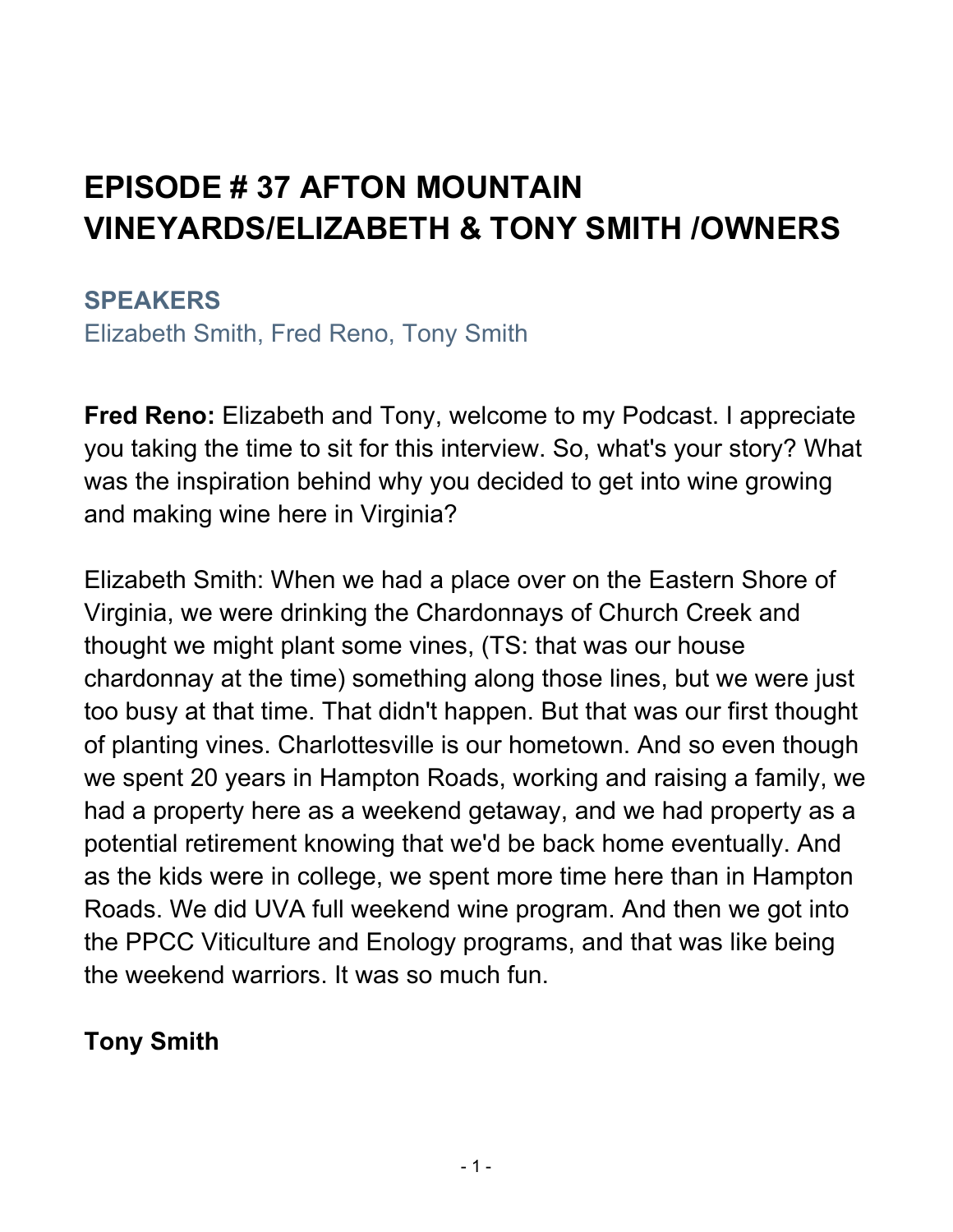# EPISODE # 37 AFTON MOUNTAIN VINEYARDS/ELIZABETH & TONY SMITH /OWNERS

## SPEAKERS

Elizabeth Smith, Fred Reno, Tony Smith

**Fred Reno:** Elizabeth and Tony, welcome to my Podcast. I appreciate you taking the time to sit for this interview. So, what's your story? What was the inspiration behind why you decided to get into wine growing and making wine here in Virginia?

Elizabeth Smith: When we had a place over on the Eastern Shore of Virginia, we were drinking the Chardonnays of Church Creek and thought we might plant some vines, (TS: that was our house chardonnay at the time) something along those lines, but we were just too busy at that time. That didn't happen. But that was our first thought of planting vines. Charlottesville is our hometown. And so even though we spent 20 years in Hampton Roads, working and raising a family, we had a property here as a weekend getaway, and we had property as a potential retirement knowing that we'd be back home eventually. And as the kids were in college, we spent more time here than in Hampton Roads. We did UVA full weekend wine program. And then we got into the PPCC Viticulture and Enology programs, and that was like being the weekend warriors. It was so much fun.

**Tony Smith**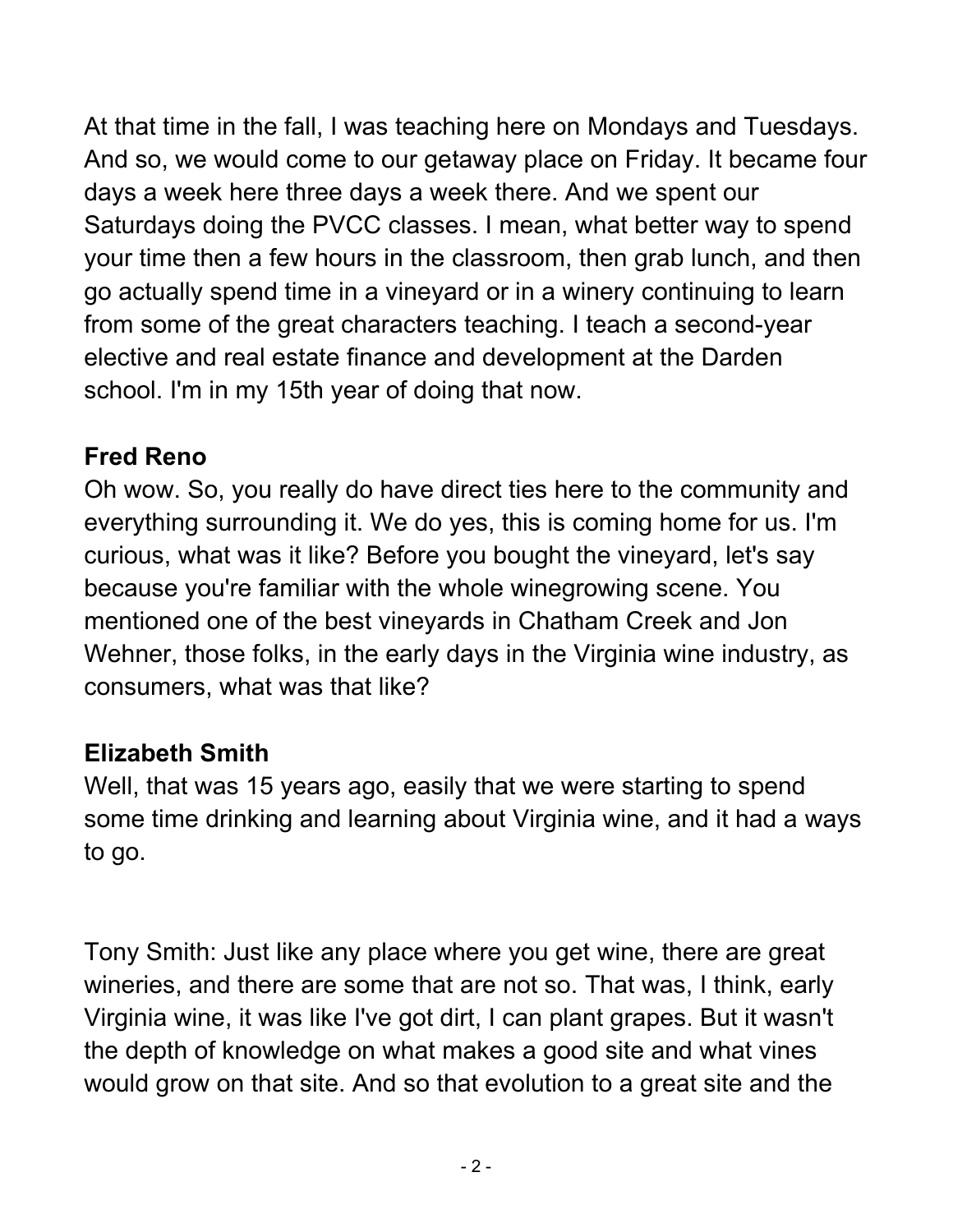At that time in the fall, I was teaching here on Mondays and Tuesdays. And so, we would come to our getaway place on Friday. It became four days a week here three days a week there. And we spent our Saturdays doing the PVCC classes. I mean, what better way to spend your time then a few hours in the classroom, then grab lunch, and then go actually spend time in a vineyard or in a winery continuing to learn from some of the great characters teaching. I teach a second-year elective and real estate finance and development at the Darden school. I'm in my 15th year of doing that now.

**Fred Reno**
Oh wow. So, you really do have direct ties here to the community and everything surrounding it. We do yes, this is coming home for us. I'm curious, what was it like? Before you bought the vineyard, let's say because you're familiar with the whole winegrowing scene. You mentioned one of the best vineyards in Chatham Creek and Jon Wehner, those folks, in the early days in the Virginia wine industry, as consumers, what was that like?

**Elizabeth Smith**
Well, that was 15 years ago, easily that we were starting to spend some time drinking and learning about Virginia wine, and it had a ways to go.

Tony Smith: Just like any place where you get wine, there are great wineries, and there are some that are not so. That was, I think, early Virginia wine, it was like I've got dirt, I can plant grapes. But it wasn't the depth of knowledge on what makes a good site and what vines would grow on that site. And so that evolution to a great site and the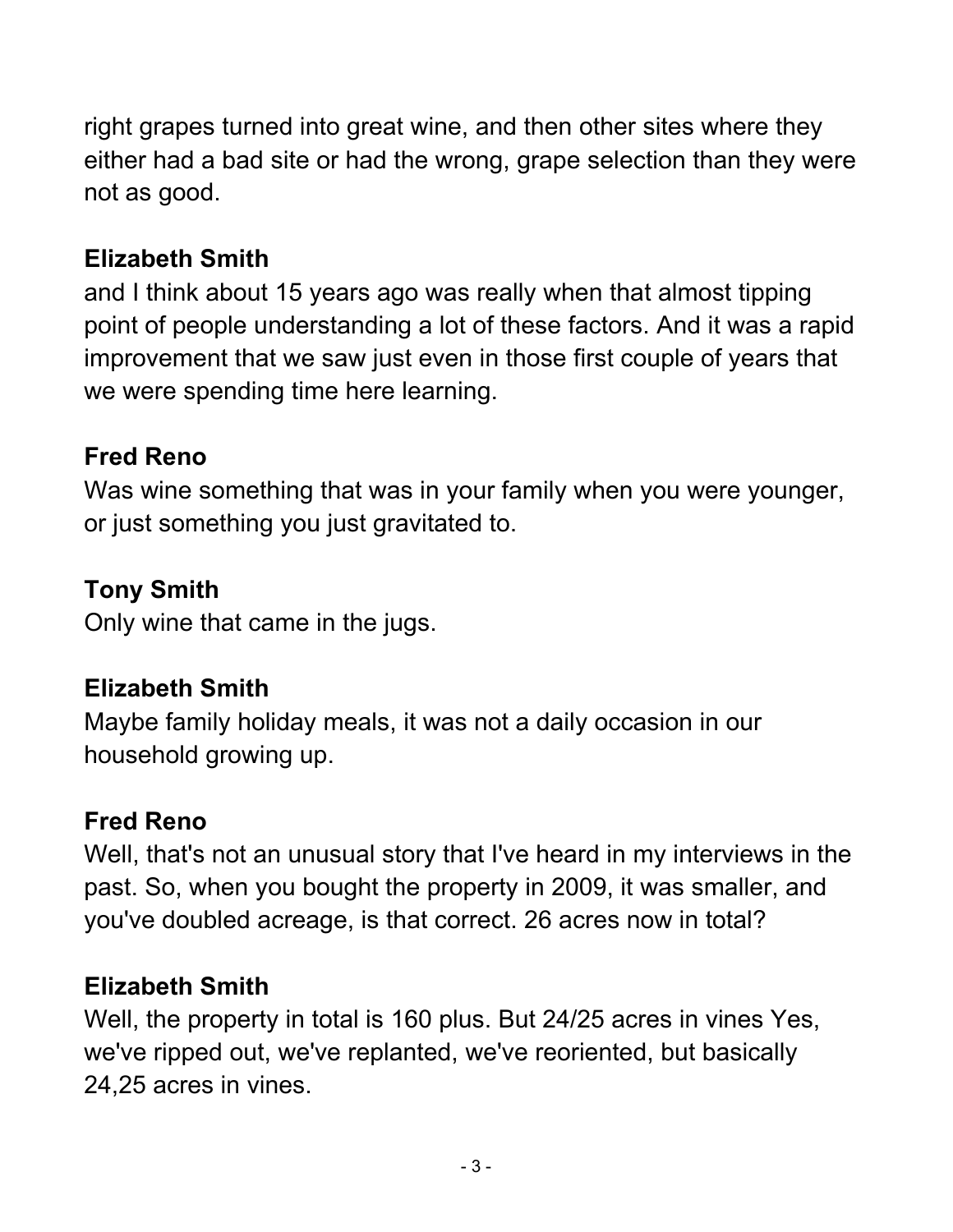right grapes turned into great wine, and then other sites where they either had a bad site or had the wrong, grape selection than they were not as good.

**Elizabeth Smith**
and I think about 15 years ago was really when that almost tipping point of people understanding a lot of these factors. And it was a rapid improvement that we saw just even in those first couple of years that we were spending time here learning.

**Fred Reno**
Was wine something that was in your family when you were younger, or just something you just gravitated to.

**Tony Smith**
Only wine that came in the jugs.

**Elizabeth Smith**
Maybe family holiday meals, it was not a daily occasion in our household growing up.

**Fred Reno**
Well, that's not an unusual story that I've heard in my interviews in the past. So, when you bought the property in 2009, it was smaller, and you've doubled acreage, is that correct. 26 acres now in total?

**Elizabeth Smith**
Well, the property in total is 160 plus. But 24/25 acres in vines Yes, we've ripped out, we've replanted, we've reoriented, but basically 24,25 acres in vines.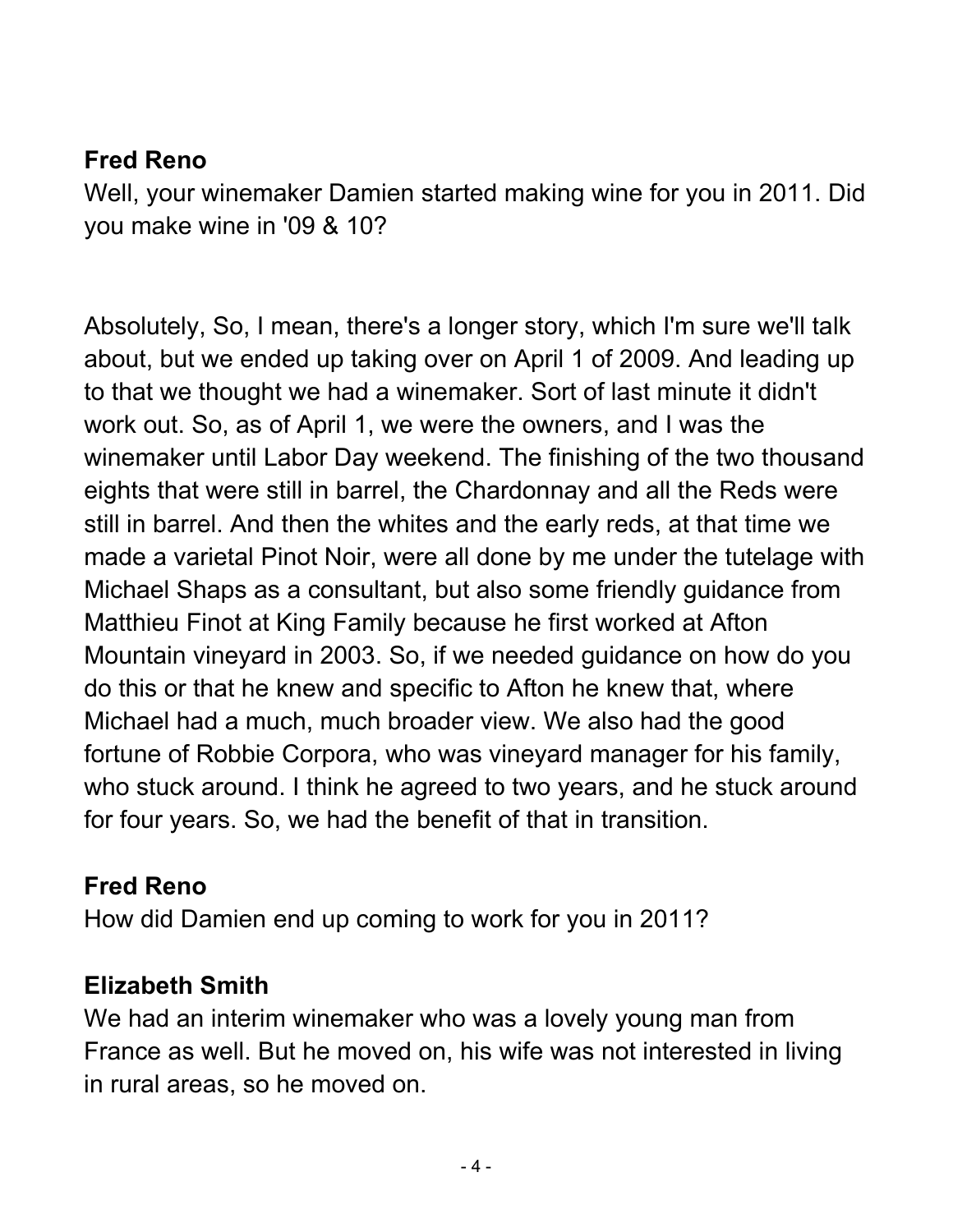**Fred Reno**
Well, your winemaker Damien started making wine for you in 2011. Did you make wine in '09 & 10?

Absolutely, So, I mean, there's a longer story, which I'm sure we'll talk about, but we ended up taking over on April 1 of 2009. And leading up to that we thought we had a winemaker. Sort of last minute it didn't work out. So, as of April 1, we were the owners, and I was the winemaker until Labor Day weekend. The finishing of the two thousand eights that were still in barrel, the Chardonnay and all the Reds were still in barrel. And then the whites and the early reds, at that time we made a varietal Pinot Noir, were all done by me under the tutelage with Michael Shaps as a consultant, but also some friendly guidance from Matthieu Finot at King Family because he first worked at Afton Mountain vineyard in 2003. So, if we needed guidance on how do you do this or that he knew and specific to Afton he knew that, where Michael had a much, much broader view. We also had the good fortune of Robbie Corpora, who was vineyard manager for his family, who stuck around. I think he agreed to two years, and he stuck around for four years. So, we had the benefit of that in transition.

**Fred Reno**
How did Damien end up coming to work for you in 2011?

**Elizabeth Smith**
We had an interim winemaker who was a lovely young man from France as well. But he moved on, his wife was not interested in living in rural areas, so he moved on.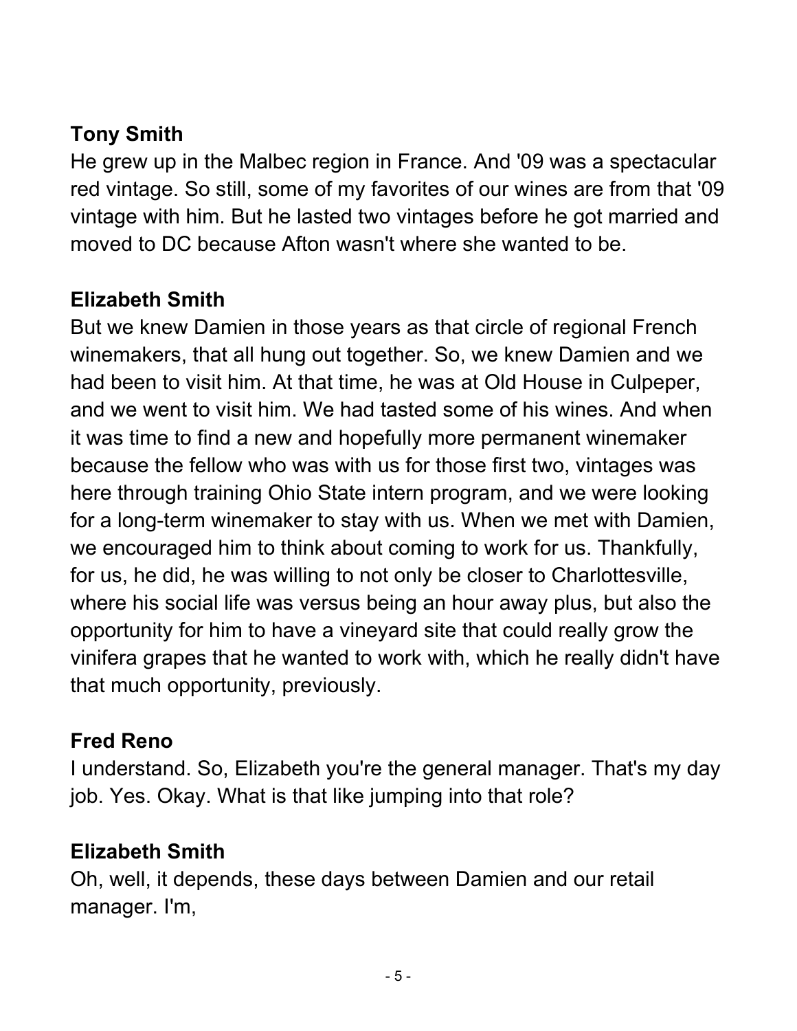**Tony Smith**

He grew up in the Malbec region in France. And '09 was a spectacular red vintage. So still, some of my favorites of our wines are from that '09 vintage with him. But he lasted two vintages before he got married and moved to DC because Afton wasn't where she wanted to be.

**Elizabeth Smith**

But we knew Damien in those years as that circle of regional French winemakers, that all hung out together. So, we knew Damien and we had been to visit him. At that time, he was at Old House in Culpeper, and we went to visit him. We had tasted some of his wines. And when it was time to find a new and hopefully more permanent winemaker because the fellow who was with us for those first two, vintages was here through training Ohio State intern program, and we were looking for a long-term winemaker to stay with us. When we met with Damien, we encouraged him to think about coming to work for us. Thankfully, for us, he did, he was willing to not only be closer to Charlottesville, where his social life was versus being an hour away plus, but also the opportunity for him to have a vineyard site that could really grow the vinifera grapes that he wanted to work with, which he really didn't have that much opportunity, previously.

**Fred Reno**

I understand. So, Elizabeth you're the general manager. That's my day job. Yes. Okay. What is that like jumping into that role?

**Elizabeth Smith**

Oh, well, it depends, these days between Damien and our retail manager. I'm,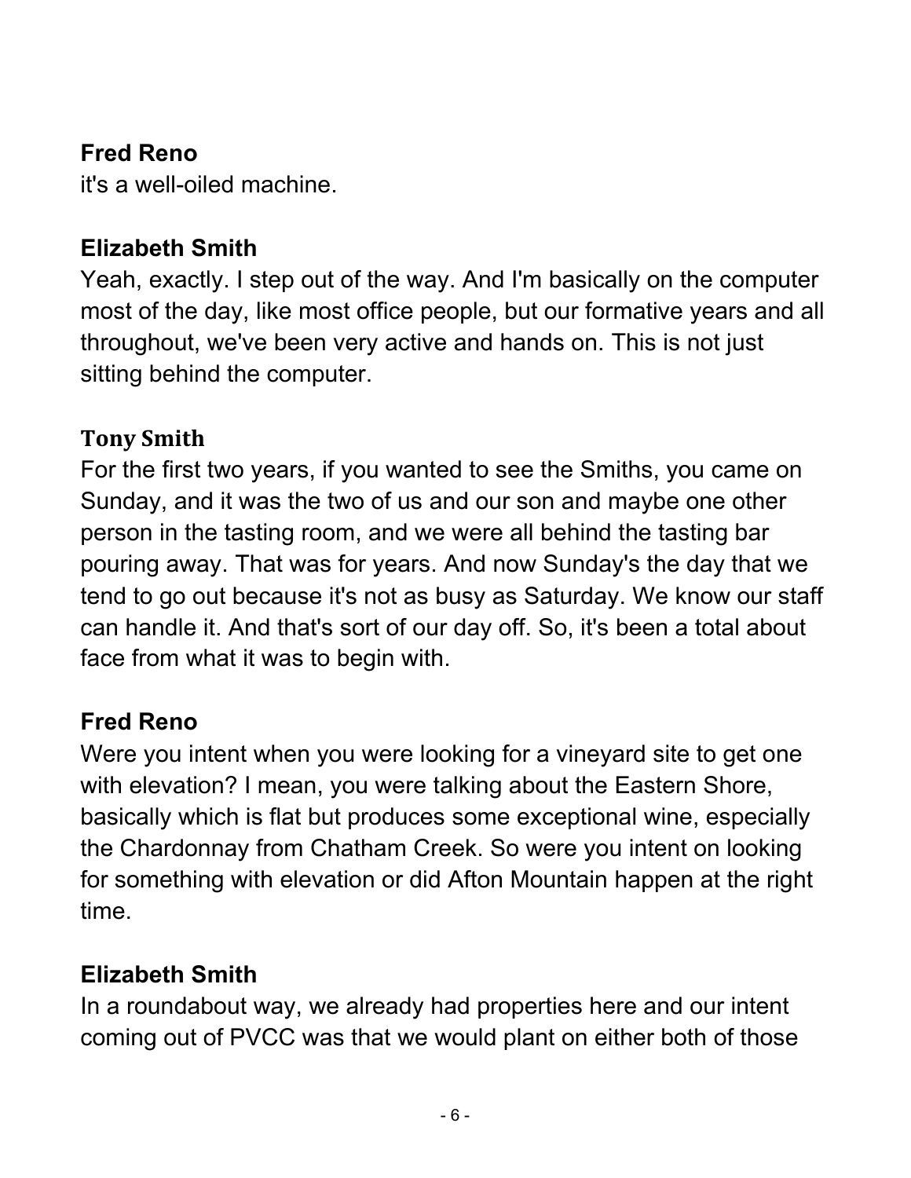**Fred Reno**
it's a well-oiled machine.

**Elizabeth Smith**
Yeah, exactly. I step out of the way. And I'm basically on the computer most of the day, like most office people, but our formative years and all throughout, we've been very active and hands on. This is not just sitting behind the computer.

**Tony Smith**
For the first two years, if you wanted to see the Smiths, you came on Sunday, and it was the two of us and our son and maybe one other person in the tasting room, and we were all behind the tasting bar pouring away. That was for years. And now Sunday's the day that we tend to go out because it's not as busy as Saturday. We know our staff can handle it. And that's sort of our day off. So, it's been a total about face from what it was to begin with.

**Fred Reno**
Were you intent when you were looking for a vineyard site to get one with elevation? I mean, you were talking about the Eastern Shore, basically which is flat but produces some exceptional wine, especially the Chardonnay from Chatham Creek. So were you intent on looking for something with elevation or did Afton Mountain happen at the right time.

**Elizabeth Smith**
In a roundabout way, we already had properties here and our intent coming out of PVCC was that we would plant on either both of those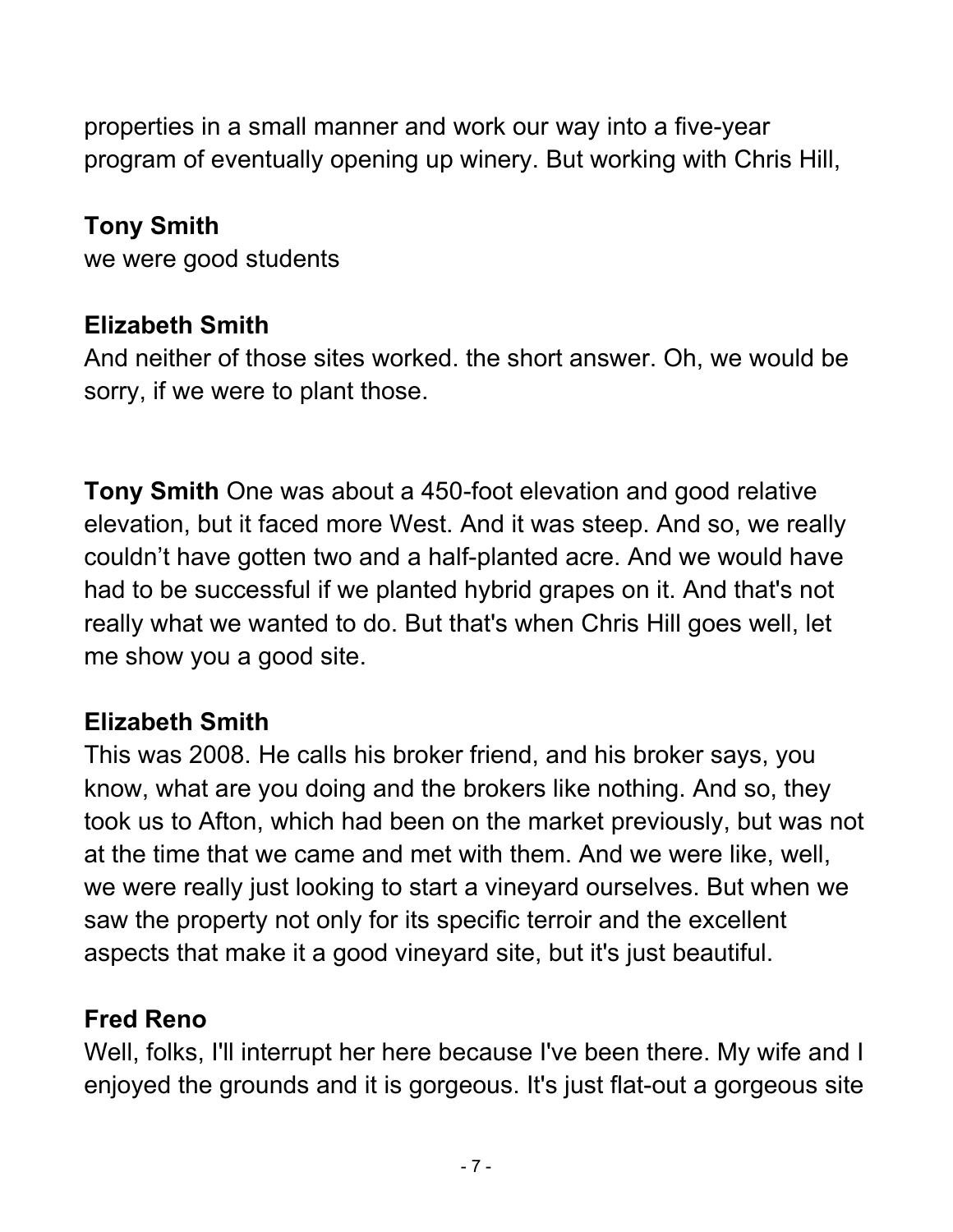properties in a small manner and work our way into a five-year program of eventually opening up winery. But working with Chris Hill,

**Tony Smith**
we were good students

**Elizabeth Smith**
And neither of those sites worked. the short answer. Oh, we would be sorry, if we were to plant those.

**Tony Smith** One was about a 450-foot elevation and good relative elevation, but it faced more West. And it was steep. And so, we really couldn't have gotten two and a half-planted acre. And we would have had to be successful if we planted hybrid grapes on it. And that's not really what we wanted to do. But that's when Chris Hill goes well, let me show you a good site.

**Elizabeth Smith**
This was 2008. He calls his broker friend, and his broker says, you know, what are you doing and the brokers like nothing. And so, they took us to Afton, which had been on the market previously, but was not at the time that we came and met with them. And we were like, well, we were really just looking to start a vineyard ourselves. But when we saw the property not only for its specific terroir and the excellent aspects that make it a good vineyard site, but it's just beautiful.

**Fred Reno**
Well, folks, I'll interrupt her here because I've been there. My wife and I enjoyed the grounds and it is gorgeous. It's just flat-out a gorgeous site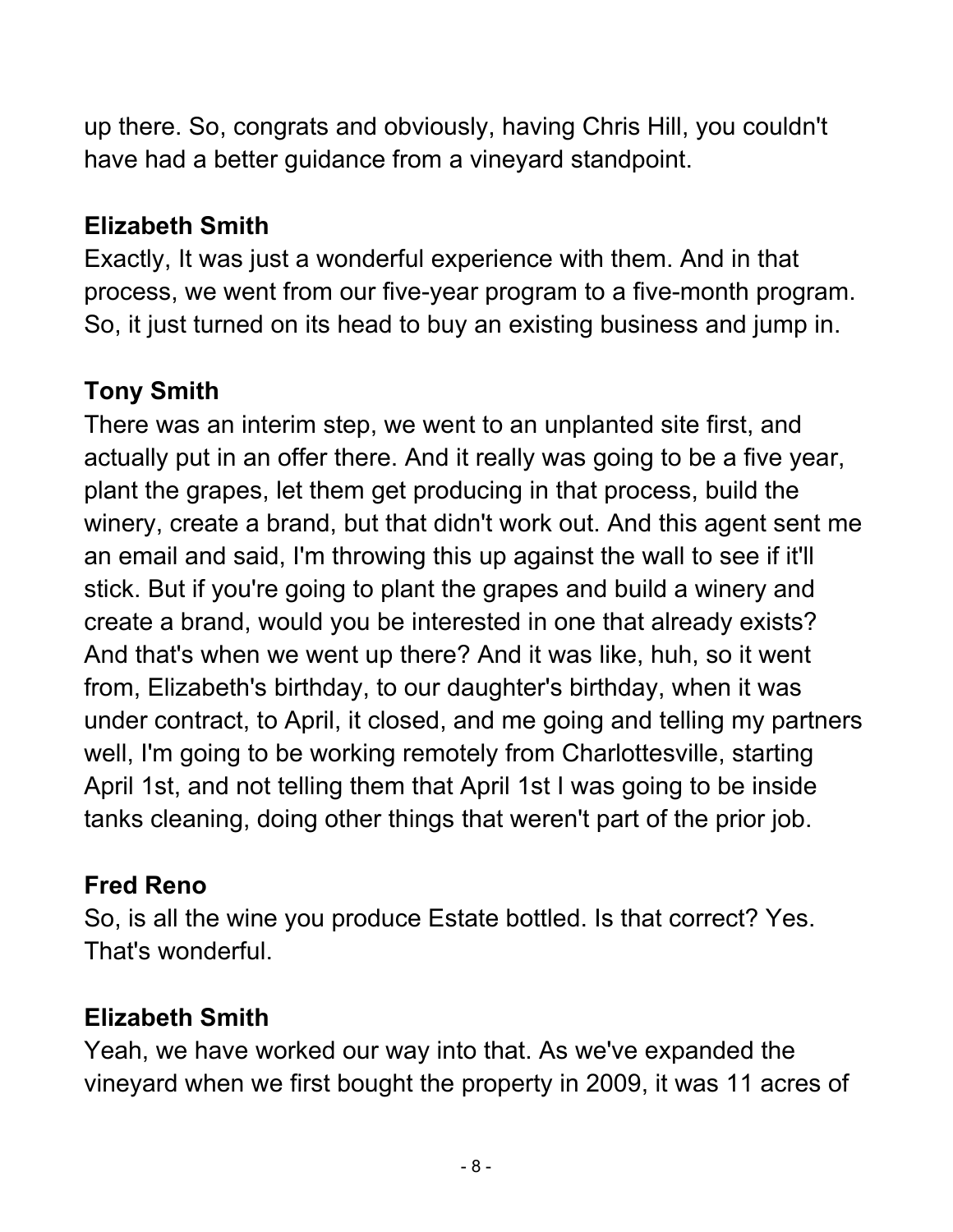up there. So, congrats and obviously, having Chris Hill, you couldn't have had a better guidance from a vineyard standpoint.

**Elizabeth Smith**
Exactly, It was just a wonderful experience with them. And in that process, we went from our five-year program to a five-month program. So, it just turned on its head to buy an existing business and jump in.

**Tony Smith**
There was an interim step, we went to an unplanted site first, and actually put in an offer there. And it really was going to be a five year, plant the grapes, let them get producing in that process, build the winery, create a brand, but that didn't work out. And this agent sent me an email and said, I'm throwing this up against the wall to see if it'll stick. But if you're going to plant the grapes and build a winery and create a brand, would you be interested in one that already exists? And that's when we went up there? And it was like, huh, so it went from, Elizabeth's birthday, to our daughter's birthday, when it was under contract, to April, it closed, and me going and telling my partners well, I'm going to be working remotely from Charlottesville, starting April 1st, and not telling them that April 1st I was going to be inside tanks cleaning, doing other things that weren't part of the prior job.

**Fred Reno**
So, is all the wine you produce Estate bottled. Is that correct? Yes. That's wonderful.

**Elizabeth Smith**
Yeah, we have worked our way into that. As we've expanded the vineyard when we first bought the property in 2009, it was 11 acres of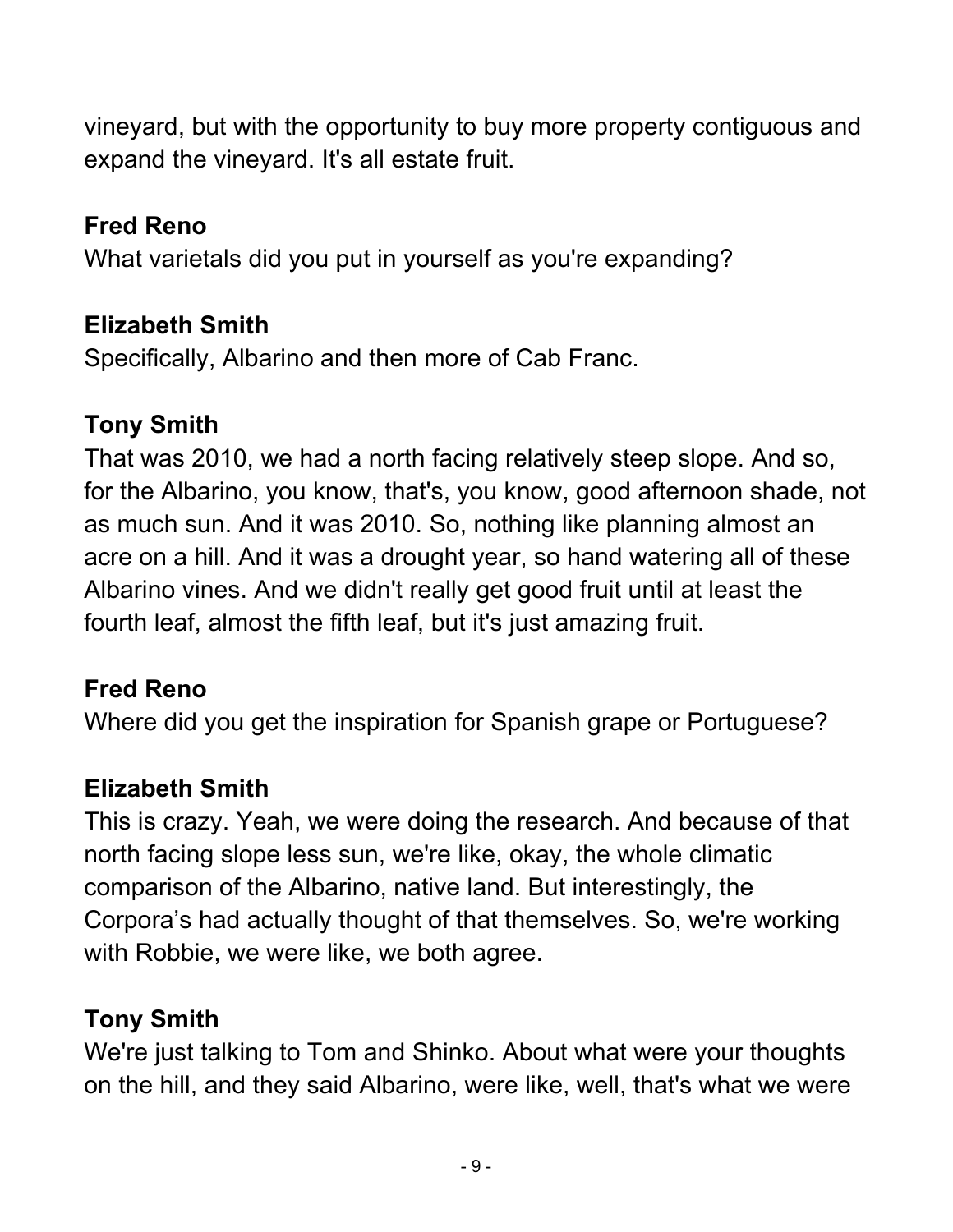vineyard, but with the opportunity to buy more property contiguous and expand the vineyard. It's all estate fruit.

**Fred Reno**
What varietals did you put in yourself as you're expanding?

**Elizabeth Smith**
Specifically, Albarino and then more of Cab Franc.

**Tony Smith**
That was 2010, we had a north facing relatively steep slope. And so, for the Albarino, you know, that's, you know, good afternoon shade, not as much sun. And it was 2010. So, nothing like planning almost an acre on a hill. And it was a drought year, so hand watering all of these Albarino vines. And we didn't really get good fruit until at least the fourth leaf, almost the fifth leaf, but it's just amazing fruit.

**Fred Reno**
Where did you get the inspiration for Spanish grape or Portuguese?

**Elizabeth Smith**
This is crazy. Yeah, we were doing the research. And because of that north facing slope less sun, we're like, okay, the whole climatic comparison of the Albarino, native land. But interestingly, the Corpora's had actually thought of that themselves. So, we're working with Robbie, we were like, we both agree.

**Tony Smith**
We're just talking to Tom and Shinko. About what were your thoughts on the hill, and they said Albarino, were like, well, that's what we were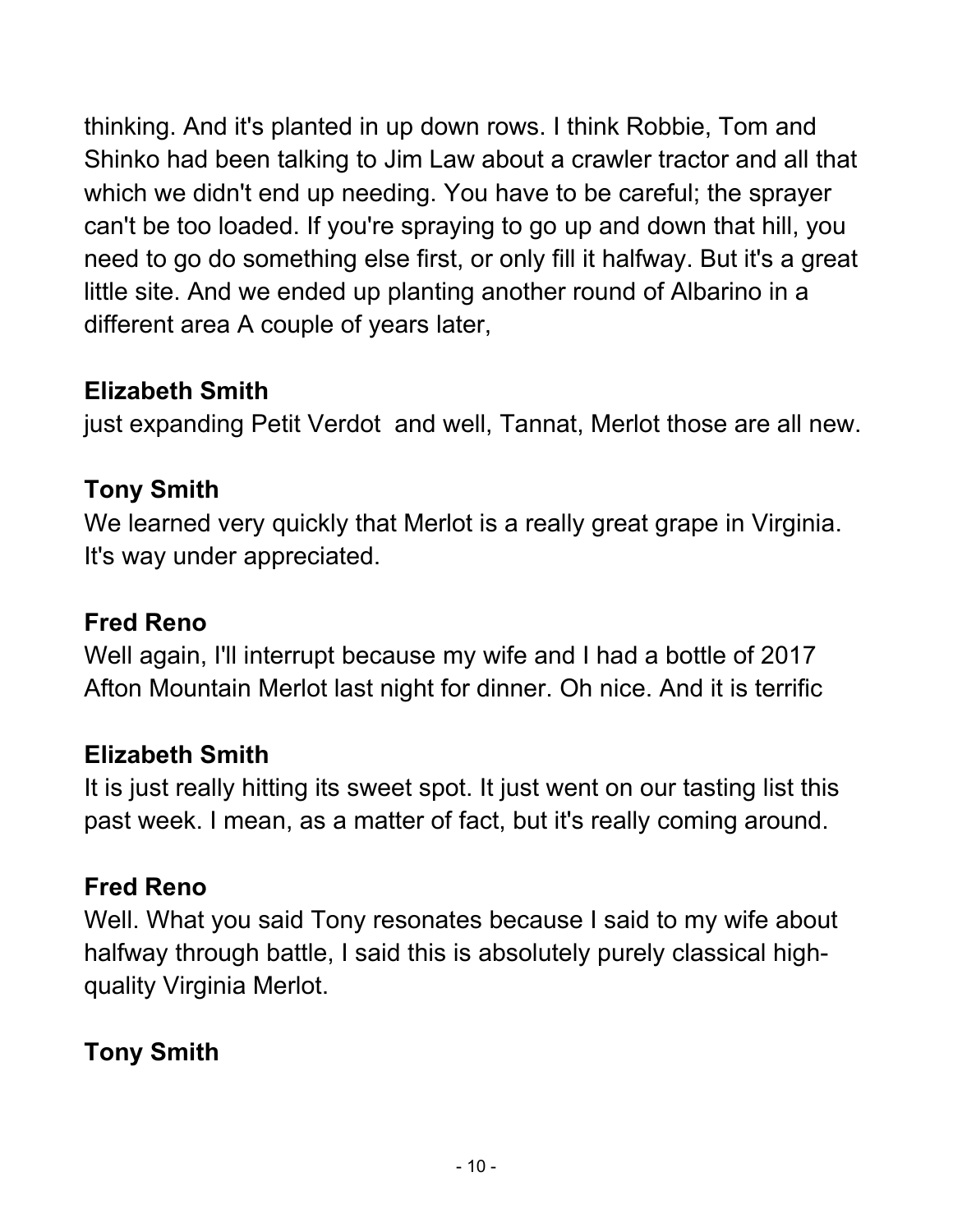thinking. And it's planted in up down rows. I think Robbie, Tom and Shinko had been talking to Jim Law about a crawler tractor and all that which we didn't end up needing. You have to be careful; the sprayer can't be too loaded. If you're spraying to go up and down that hill, you need to go do something else first, or only fill it halfway. But it's a great little site. And we ended up planting another round of Albarino in a different area A couple of years later,

**Elizabeth Smith**

just expanding Petit Verdot  and well, Tannat, Merlot those are all new.

**Tony Smith**

We learned very quickly that Merlot is a really great grape in Virginia. It's way under appreciated.

**Fred Reno**

Well again, I'll interrupt because my wife and I had a bottle of 2017 Afton Mountain Merlot last night for dinner. Oh nice. And it is terrific

**Elizabeth Smith**

It is just really hitting its sweet spot. It just went on our tasting list this past week. I mean, as a matter of fact, but it's really coming around.

**Fred Reno**

Well. What you said Tony resonates because I said to my wife about halfway through battle, I said this is absolutely purely classical high-quality Virginia Merlot.

**Tony Smith**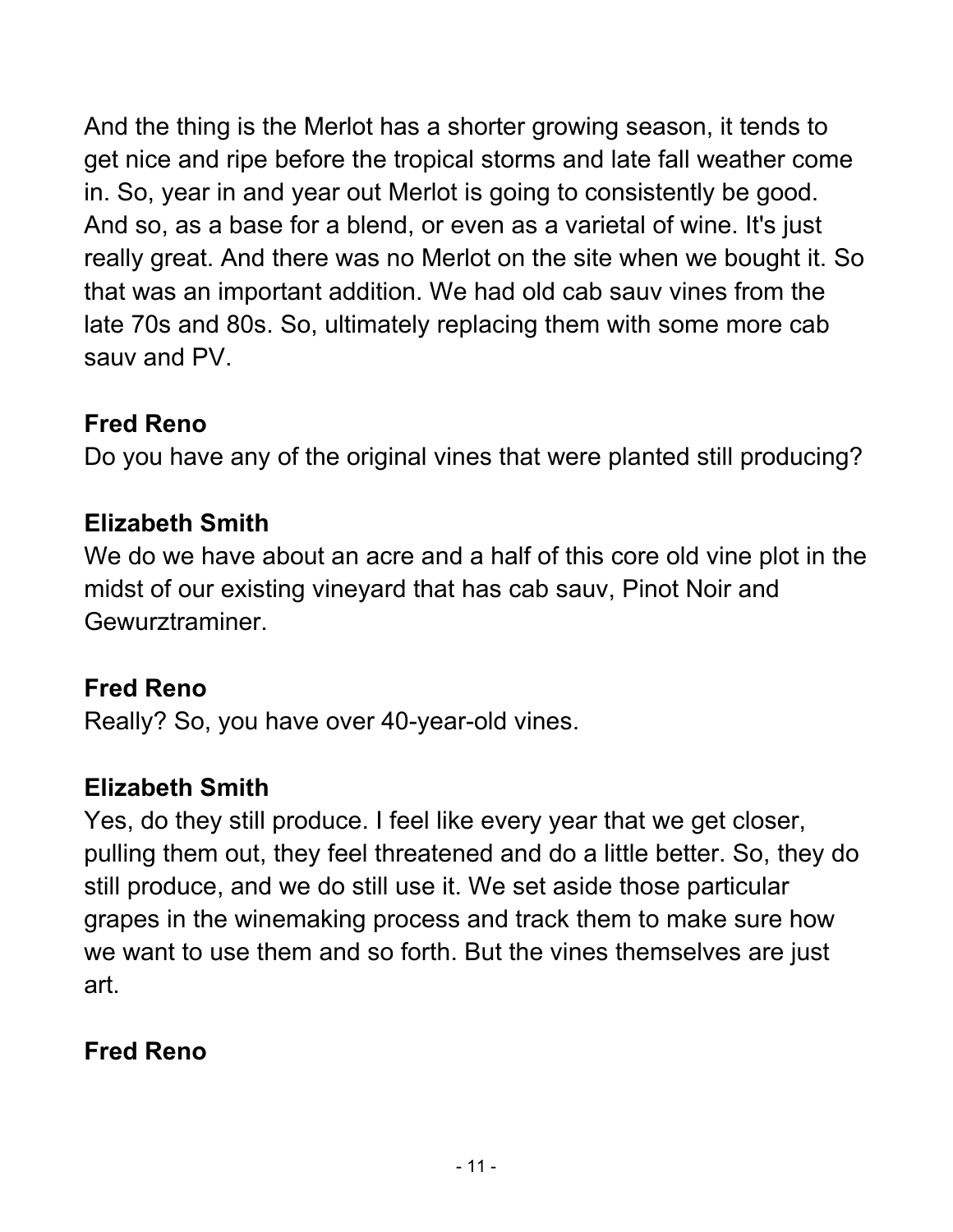And the thing is the Merlot has a shorter growing season, it tends to get nice and ripe before the tropical storms and late fall weather come in. So, year in and year out Merlot is going to consistently be good. And so, as a base for a blend, or even as a varietal of wine. It's just really great. And there was no Merlot on the site when we bought it. So that was an important addition. We had old cab sauv vines from the late 70s and 80s. So, ultimately replacing them with some more cab sauv and PV.

**Fred Reno**
Do you have any of the original vines that were planted still producing?

**Elizabeth Smith**
We do we have about an acre and a half of this core old vine plot in the midst of our existing vineyard that has cab sauv, Pinot Noir and Gewurztraminer.

**Fred Reno**
Really? So, you have over 40-year-old vines.

**Elizabeth Smith**
Yes, do they still produce. I feel like every year that we get closer, pulling them out, they feel threatened and do a little better. So, they do still produce, and we do still use it. We set aside those particular grapes in the winemaking process and track them to make sure how we want to use them and so forth. But the vines themselves are just art.

**Fred Reno**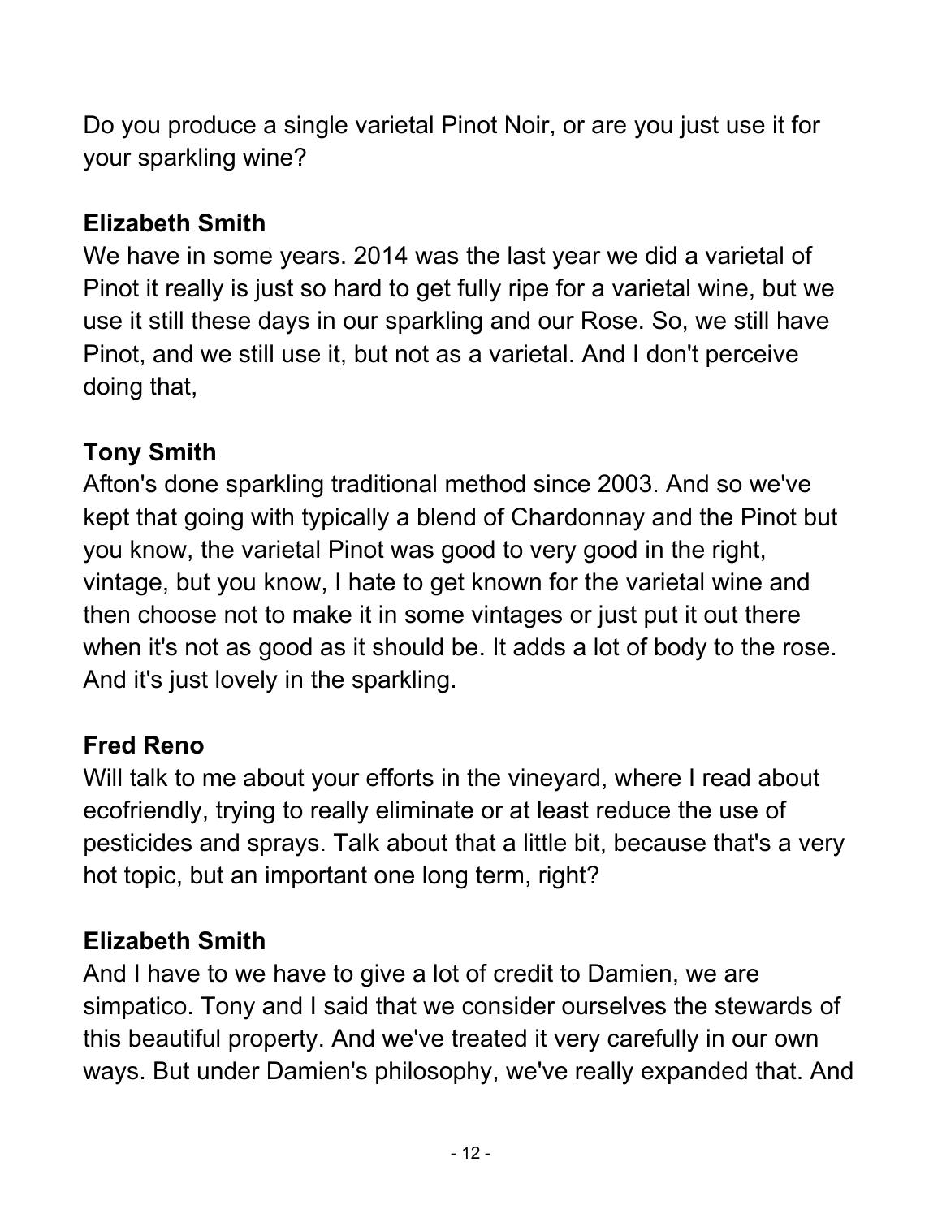Do you produce a single varietal Pinot Noir, or are you just use it for your sparkling wine?

**Elizabeth Smith**
We have in some years. 2014 was the last year we did a varietal of Pinot it really is just so hard to get fully ripe for a varietal wine, but we use it still these days in our sparkling and our Rose. So, we still have Pinot, and we still use it, but not as a varietal. And I don't perceive doing that,

**Tony Smith**
Afton's done sparkling traditional method since 2003. And so we've kept that going with typically a blend of Chardonnay and the Pinot but you know, the varietal Pinot was good to very good in the right, vintage, but you know, I hate to get known for the varietal wine and then choose not to make it in some vintages or just put it out there when it's not as good as it should be. It adds a lot of body to the rose. And it's just lovely in the sparkling.

**Fred Reno**
Will talk to me about your efforts in the vineyard, where I read about ecofriendly, trying to really eliminate or at least reduce the use of pesticides and sprays. Talk about that a little bit, because that's a very hot topic, but an important one long term, right?

**Elizabeth Smith**
And I have to we have to give a lot of credit to Damien, we are simpatico. Tony and I said that we consider ourselves the stewards of this beautiful property. And we've treated it very carefully in our own ways. But under Damien's philosophy, we've really expanded that. And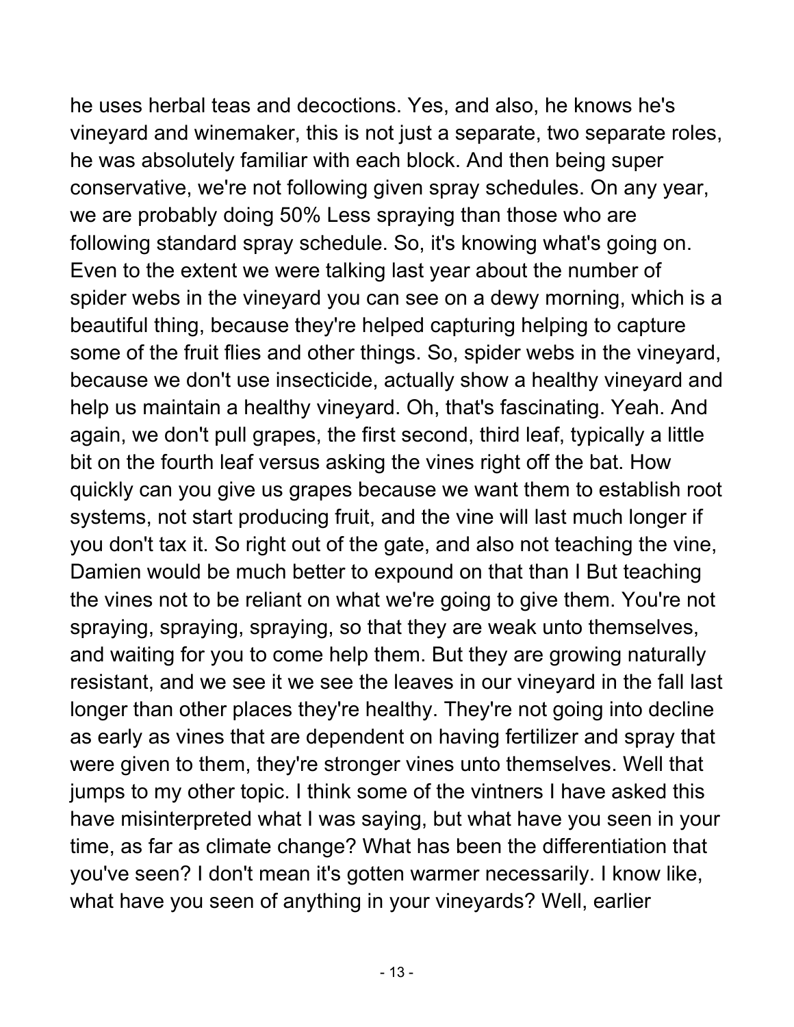he uses herbal teas and decoctions. Yes, and also, he knows he's vineyard and winemaker, this is not just a separate, two separate roles, he was absolutely familiar with each block. And then being super conservative, we're not following given spray schedules. On any year, we are probably doing 50% Less spraying than those who are following standard spray schedule. So, it's knowing what's going on. Even to the extent we were talking last year about the number of spider webs in the vineyard you can see on a dewy morning, which is a beautiful thing, because they're helped capturing helping to capture some of the fruit flies and other things. So, spider webs in the vineyard, because we don't use insecticide, actually show a healthy vineyard and help us maintain a healthy vineyard. Oh, that's fascinating. Yeah. And again, we don't pull grapes, the first second, third leaf, typically a little bit on the fourth leaf versus asking the vines right off the bat. How quickly can you give us grapes because we want them to establish root systems, not start producing fruit, and the vine will last much longer if you don't tax it. So right out of the gate, and also not teaching the vine, Damien would be much better to expound on that than I But teaching the vines not to be reliant on what we're going to give them. You're not spraying, spraying, spraying, so that they are weak unto themselves, and waiting for you to come help them. But they are growing naturally resistant, and we see it we see the leaves in our vineyard in the fall last longer than other places they're healthy. They're not going into decline as early as vines that are dependent on having fertilizer and spray that were given to them, they're stronger vines unto themselves. Well that jumps to my other topic. I think some of the vintners I have asked this have misinterpreted what I was saying, but what have you seen in your time, as far as climate change? What has been the differentiation that you've seen? I don't mean it's gotten warmer necessarily. I know like, what have you seen of anything in your vineyards? Well, earlier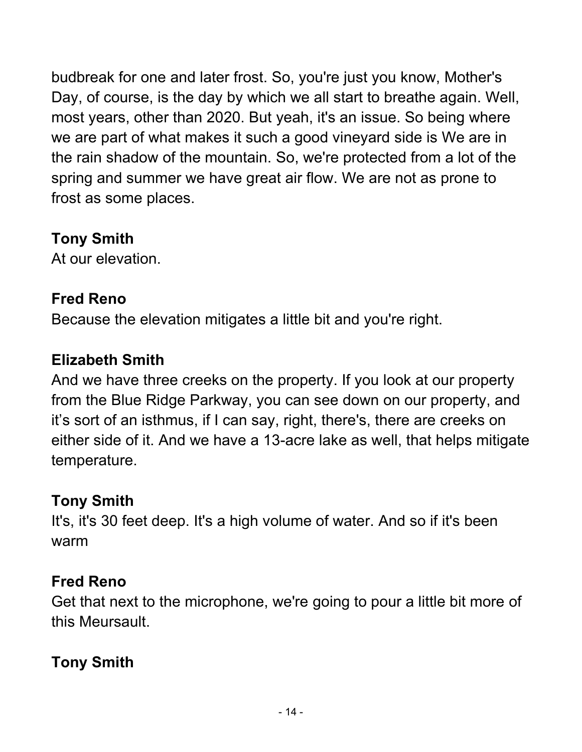budbreak for one and later frost. So, you're just you know, Mother's Day, of course, is the day by which we all start to breathe again. Well, most years, other than 2020. But yeah, it's an issue. So being where we are part of what makes it such a good vineyard side is We are in the rain shadow of the mountain. So, we're protected from a lot of the spring and summer we have great air flow. We are not as prone to frost as some places.

**Tony Smith**
At our elevation.

**Fred Reno**
Because the elevation mitigates a little bit and you're right.

**Elizabeth Smith**
And we have three creeks on the property. If you look at our property from the Blue Ridge Parkway, you can see down on our property, and it’s sort of an isthmus, if I can say, right, there's, there are creeks on either side of it. And we have a 13-acre lake as well, that helps mitigate temperature.

**Tony Smith**
It's, it's 30 feet deep. It's a high volume of water. And so if it's been warm

**Fred Reno**
Get that next to the microphone, we're going to pour a little bit more of this Meursault.

**Tony Smith**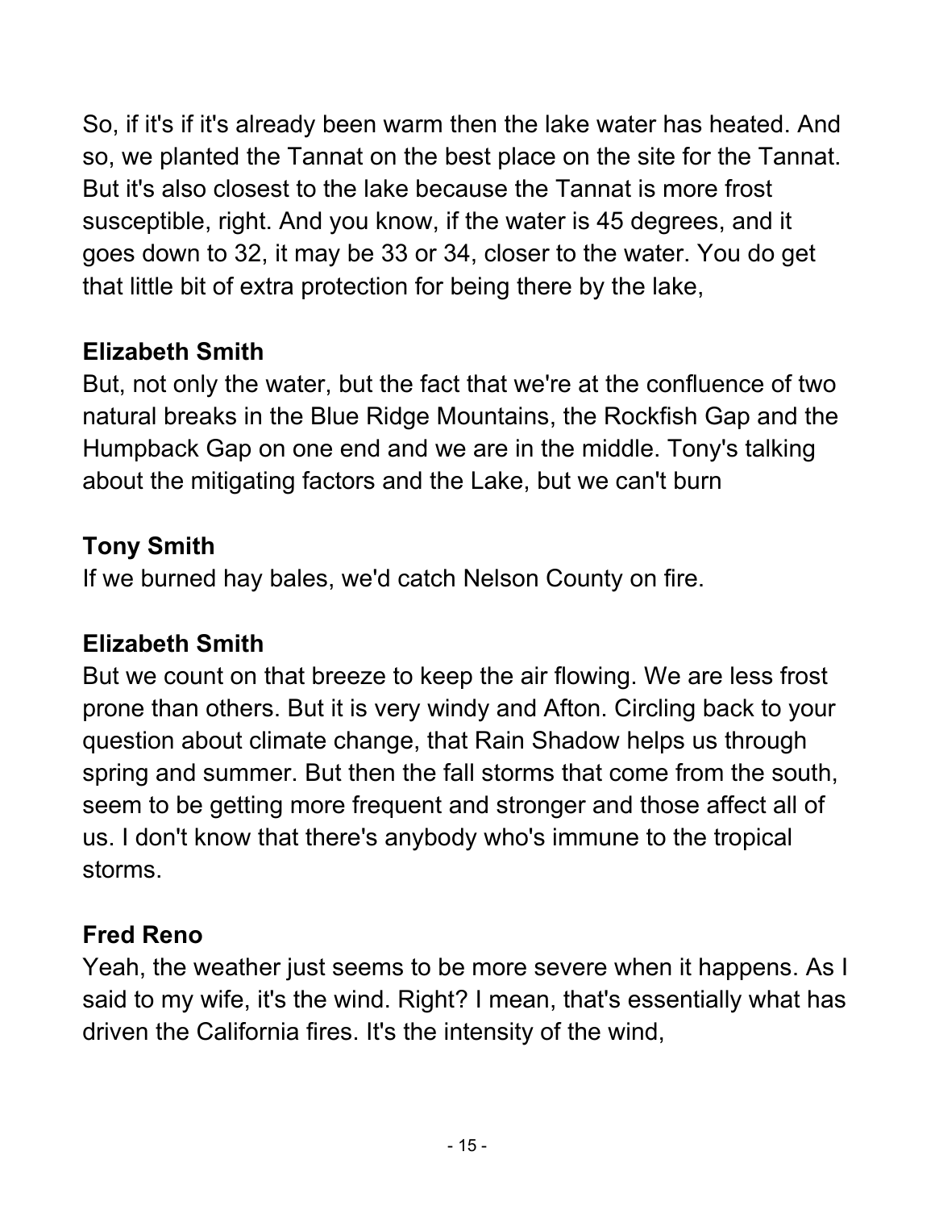So, if it's if it's already been warm then the lake water has heated. And so, we planted the Tannat on the best place on the site for the Tannat. But it's also closest to the lake because the Tannat is more frost susceptible, right. And you know, if the water is 45 degrees, and it goes down to 32, it may be 33 or 34, closer to the water. You do get that little bit of extra protection for being there by the lake,

**Elizabeth Smith**
But, not only the water, but the fact that we're at the confluence of two natural breaks in the Blue Ridge Mountains, the Rockfish Gap and the Humpback Gap on one end and we are in the middle. Tony's talking about the mitigating factors and the Lake, but we can't burn

**Tony Smith**
If we burned hay bales, we'd catch Nelson County on fire.

**Elizabeth Smith**
But we count on that breeze to keep the air flowing. We are less frost prone than others. But it is very windy and Afton. Circling back to your question about climate change, that Rain Shadow helps us through spring and summer. But then the fall storms that come from the south, seem to be getting more frequent and stronger and those affect all of us. I don't know that there's anybody who's immune to the tropical storms.

**Fred Reno**
Yeah, the weather just seems to be more severe when it happens. As I said to my wife, it's the wind. Right? I mean, that's essentially what has driven the California fires. It's the intensity of the wind,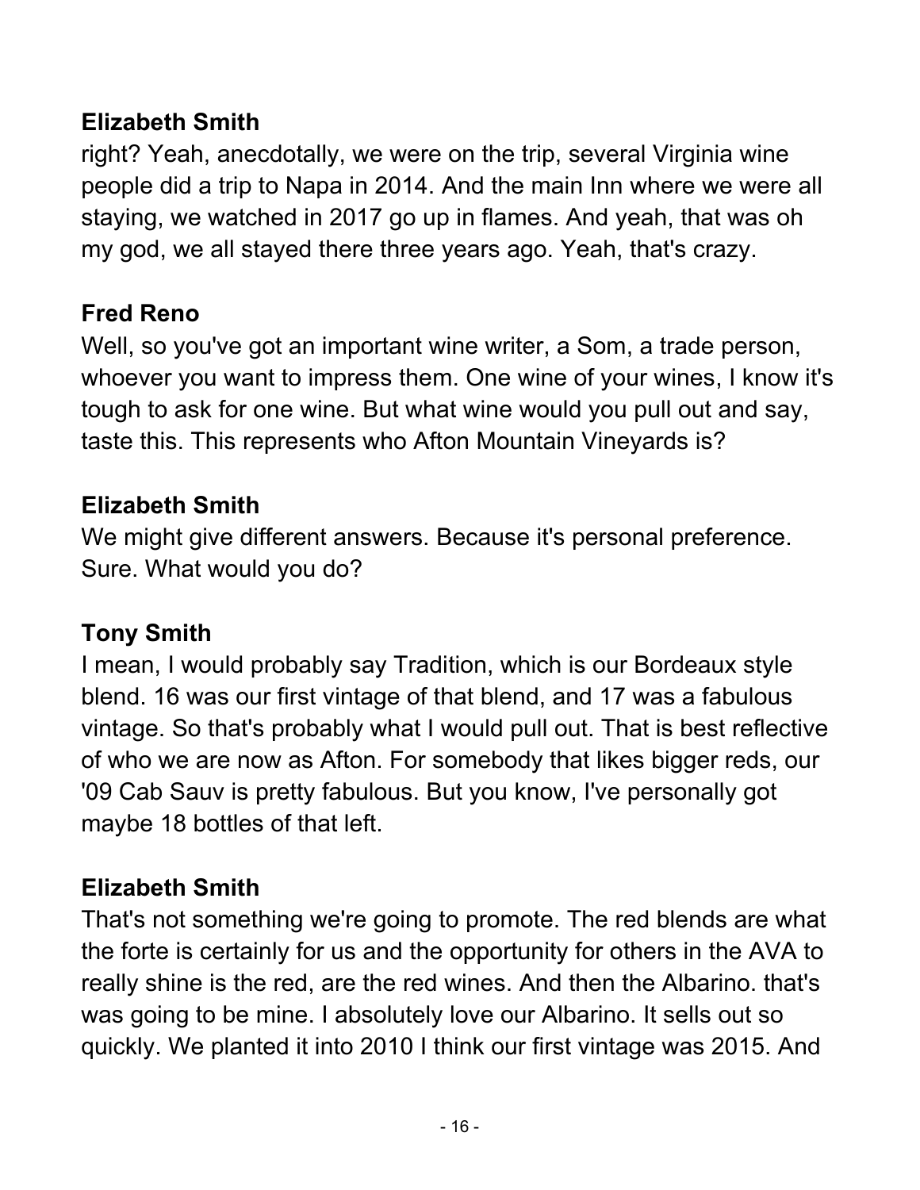**Elizabeth Smith**

right? Yeah, anecdotally, we were on the trip, several Virginia wine people did a trip to Napa in 2014. And the main Inn where we were all staying, we watched in 2017 go up in flames. And yeah, that was oh my god, we all stayed there three years ago. Yeah, that's crazy.

**Fred Reno**

Well, so you've got an important wine writer, a Som, a trade person, whoever you want to impress them. One wine of your wines, I know it's tough to ask for one wine. But what wine would you pull out and say, taste this. This represents who Afton Mountain Vineyards is?

**Elizabeth Smith**

We might give different answers. Because it's personal preference. Sure. What would you do?

**Tony Smith**

I mean, I would probably say Tradition, which is our Bordeaux style blend. 16 was our first vintage of that blend, and 17 was a fabulous vintage. So that's probably what I would pull out. That is best reflective of who we are now as Afton. For somebody that likes bigger reds, our '09 Cab Sauv is pretty fabulous. But you know, I've personally got maybe 18 bottles of that left.

**Elizabeth Smith**

That's not something we're going to promote. The red blends are what the forte is certainly for us and the opportunity for others in the AVA to really shine is the red, are the red wines. And then the Albarino. that's was going to be mine. I absolutely love our Albarino. It sells out so quickly. We planted it into 2010 I think our first vintage was 2015. And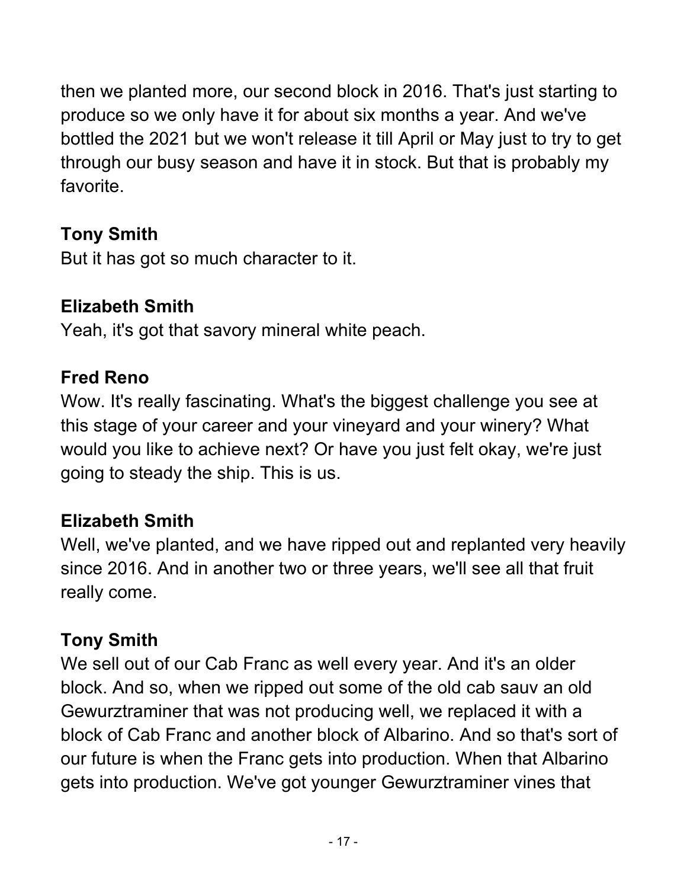then we planted more, our second block in 2016. That's just starting to produce so we only have it for about six months a year. And we've bottled the 2021 but we won't release it till April or May just to try to get through our busy season and have it in stock. But that is probably my favorite.

**Tony Smith**
But it has got so much character to it.

**Elizabeth Smith**
Yeah, it's got that savory mineral white peach.

**Fred Reno**
Wow. It's really fascinating. What's the biggest challenge you see at this stage of your career and your vineyard and your winery? What would you like to achieve next? Or have you just felt okay, we're just going to steady the ship. This is us.

**Elizabeth Smith**
Well, we've planted, and we have ripped out and replanted very heavily since 2016. And in another two or three years, we'll see all that fruit really come.

**Tony Smith**
We sell out of our Cab Franc as well every year. And it's an older block. And so, when we ripped out some of the old cab sauv an old Gewurztraminer that was not producing well, we replaced it with a block of Cab Franc and another block of Albarino. And so that's sort of our future is when the Franc gets into production. When that Albarino gets into production. We've got younger Gewurztraminer vines that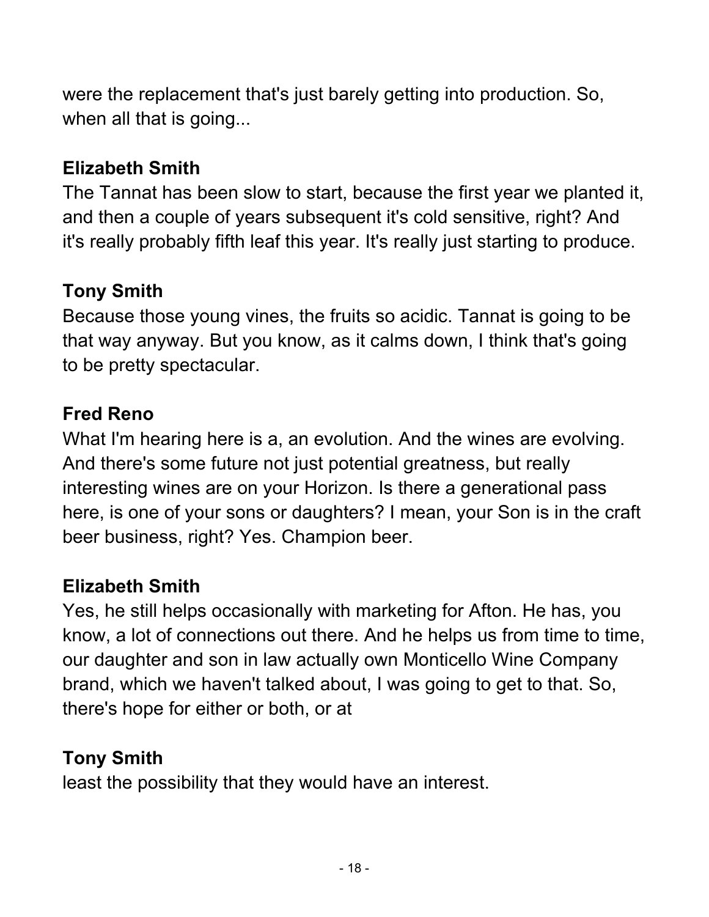were the replacement that's just barely getting into production. So, when all that is going...

**Elizabeth Smith**
The Tannat has been slow to start, because the first year we planted it, and then a couple of years subsequent it's cold sensitive, right? And it's really probably fifth leaf this year. It's really just starting to produce.

**Tony Smith**
Because those young vines, the fruits so acidic. Tannat is going to be that way anyway. But you know, as it calms down, I think that's going to be pretty spectacular.

**Fred Reno**
What I'm hearing here is a, an evolution. And the wines are evolving. And there's some future not just potential greatness, but really interesting wines are on your Horizon. Is there a generational pass here, is one of your sons or daughters? I mean, your Son is in the craft beer business, right? Yes. Champion beer.

**Elizabeth Smith**
Yes, he still helps occasionally with marketing for Afton. He has, you know, a lot of connections out there. And he helps us from time to time, our daughter and son in law actually own Monticello Wine Company brand, which we haven't talked about, I was going to get to that. So, there's hope for either or both, or at

**Tony Smith**
least the possibility that they would have an interest.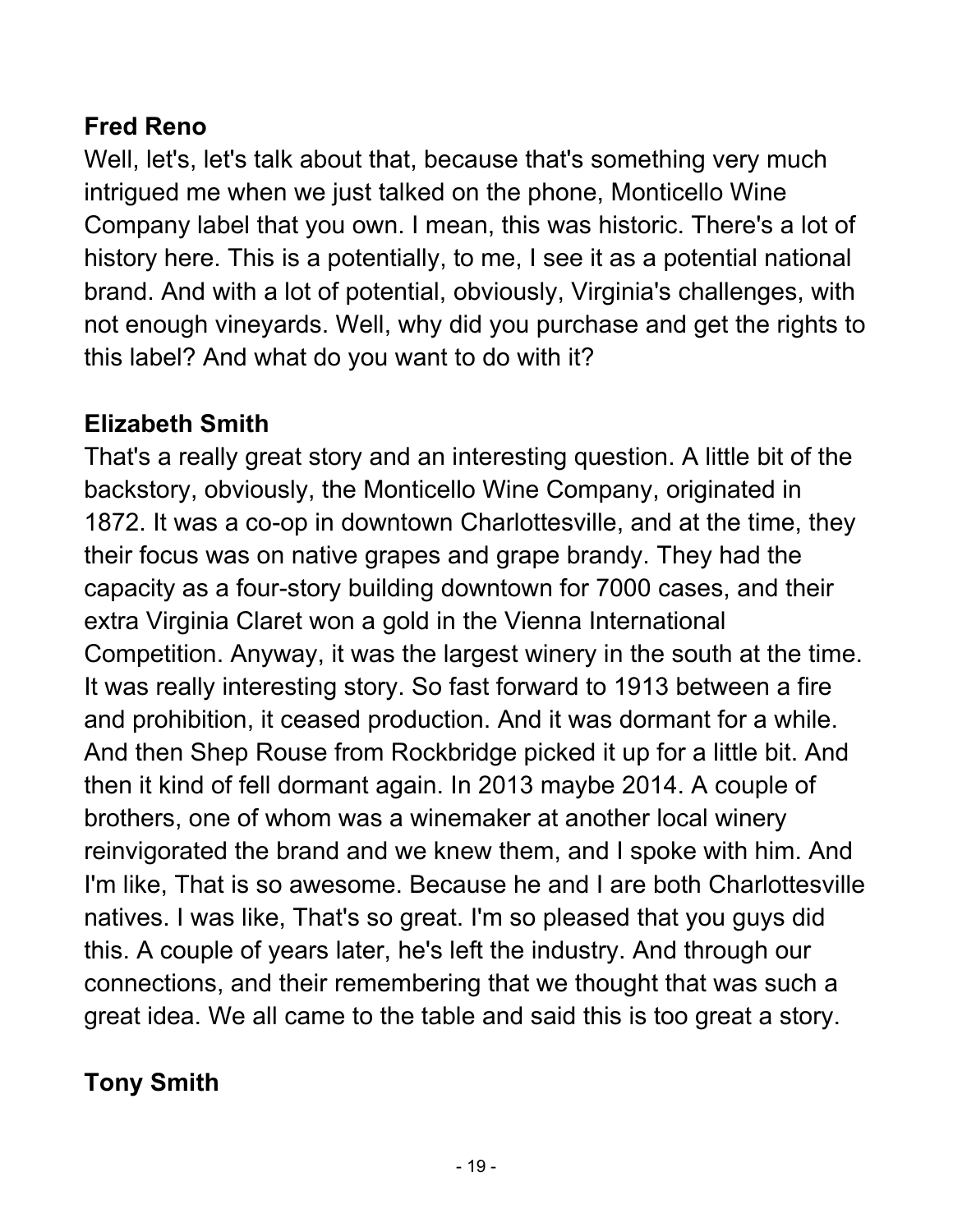**Fred Reno**

Well, let's, let's talk about that, because that's something very much intrigued me when we just talked on the phone, Monticello Wine Company label that you own. I mean, this was historic. There's a lot of history here. This is a potentially, to me, I see it as a potential national brand. And with a lot of potential, obviously, Virginia's challenges, with not enough vineyards. Well, why did you purchase and get the rights to this label? And what do you want to do with it?

**Elizabeth Smith**

That's a really great story and an interesting question. A little bit of the backstory, obviously, the Monticello Wine Company, originated in 1872. It was a co-op in downtown Charlottesville, and at the time, they their focus was on native grapes and grape brandy. They had the capacity as a four-story building downtown for 7000 cases, and their extra Virginia Claret won a gold in the Vienna International Competition. Anyway, it was the largest winery in the south at the time. It was really interesting story. So fast forward to 1913 between a fire and prohibition, it ceased production. And it was dormant for a while. And then Shep Rouse from Rockbridge picked it up for a little bit. And then it kind of fell dormant again. In 2013 maybe 2014. A couple of brothers, one of whom was a winemaker at another local winery reinvigorated the brand and we knew them, and I spoke with him. And I'm like, That is so awesome. Because he and I are both Charlottesville natives. I was like, That's so great. I'm so pleased that you guys did this. A couple of years later, he's left the industry. And through our connections, and their remembering that we thought that was such a great idea. We all came to the table and said this is too great a story.

**Tony Smith**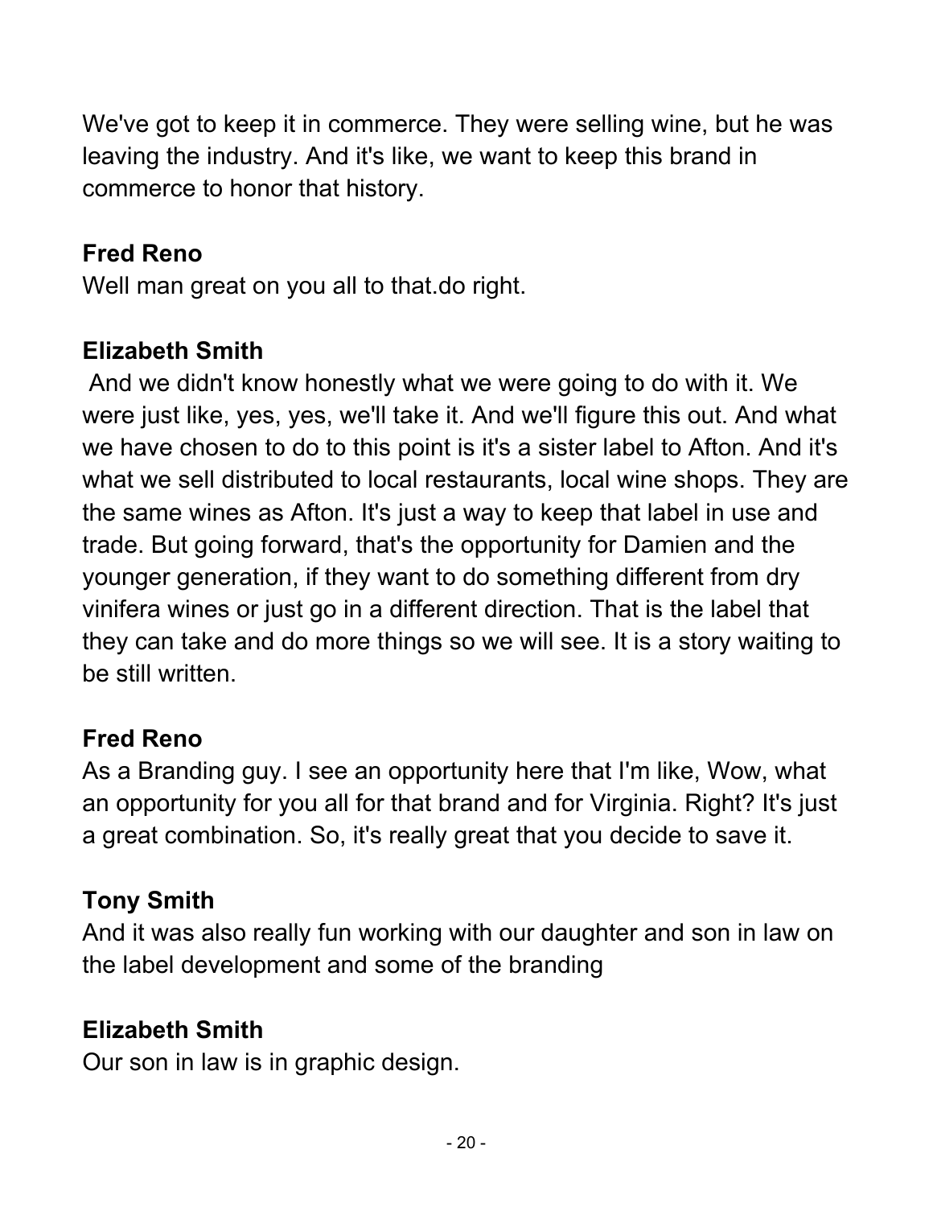We've got to keep it in commerce. They were selling wine, but he was leaving the industry. And it's like, we want to keep this brand in commerce to honor that history.

**Fred Reno**
Well man great on you all to that.do right.

**Elizabeth Smith**
And we didn't know honestly what we were going to do with it. We were just like, yes, yes, we'll take it. And we'll figure this out. And what we have chosen to do to this point is it's a sister label to Afton. And it's what we sell distributed to local restaurants, local wine shops. They are the same wines as Afton. It's just a way to keep that label in use and trade. But going forward, that's the opportunity for Damien and the younger generation, if they want to do something different from dry vinifera wines or just go in a different direction. That is the label that they can take and do more things so we will see. It is a story waiting to be still written.

**Fred Reno**
As a Branding guy. I see an opportunity here that I'm like, Wow, what an opportunity for you all for that brand and for Virginia. Right? It's just a great combination. So, it's really great that you decide to save it.

**Tony Smith**
And it was also really fun working with our daughter and son in law on the label development and some of the branding

**Elizabeth Smith**
Our son in law is in graphic design.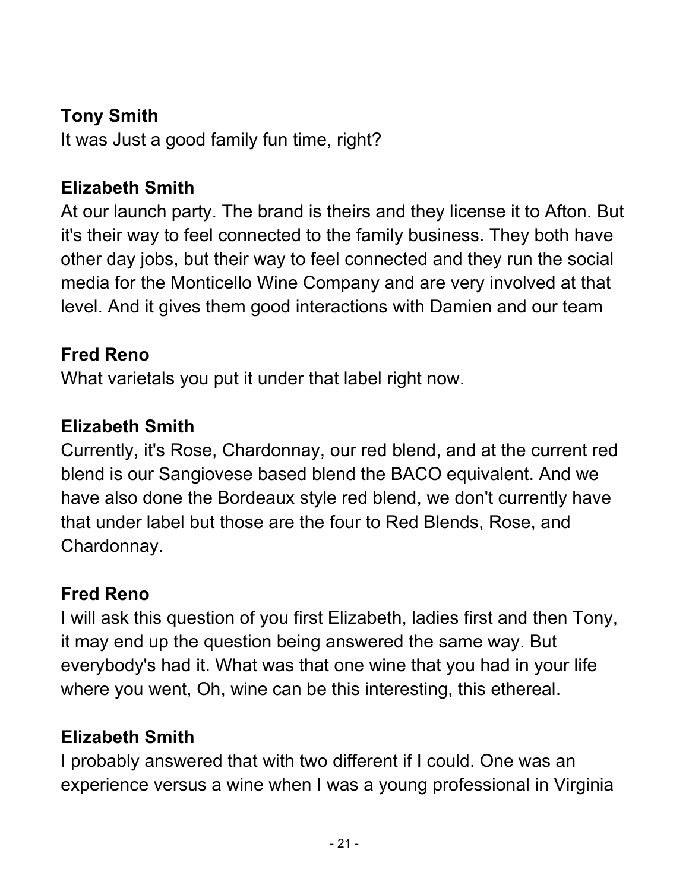**Tony Smith**
It was Just a good family fun time, right?

**Elizabeth Smith**
At our launch party. The brand is theirs and they license it to Afton. But it's their way to feel connected to the family business. They both have other day jobs, but their way to feel connected and they run the social media for the Monticello Wine Company and are very involved at that level. And it gives them good interactions with Damien and our team

**Fred Reno**
What varietals you put it under that label right now.

**Elizabeth Smith**
Currently, it's Rose, Chardonnay, our red blend, and at the current red blend is our Sangiovese based blend the BACO equivalent. And we have also done the Bordeaux style red blend, we don't currently have that under label but those are the four to Red Blends, Rose, and Chardonnay.

**Fred Reno**
I will ask this question of you first Elizabeth, ladies first and then Tony, it may end up the question being answered the same way. But everybody's had it. What was that one wine that you had in your life where you went, Oh, wine can be this interesting, this ethereal.

**Elizabeth Smith**
I probably answered that with two different if I could. One was an experience versus a wine when I was a young professional in Virginia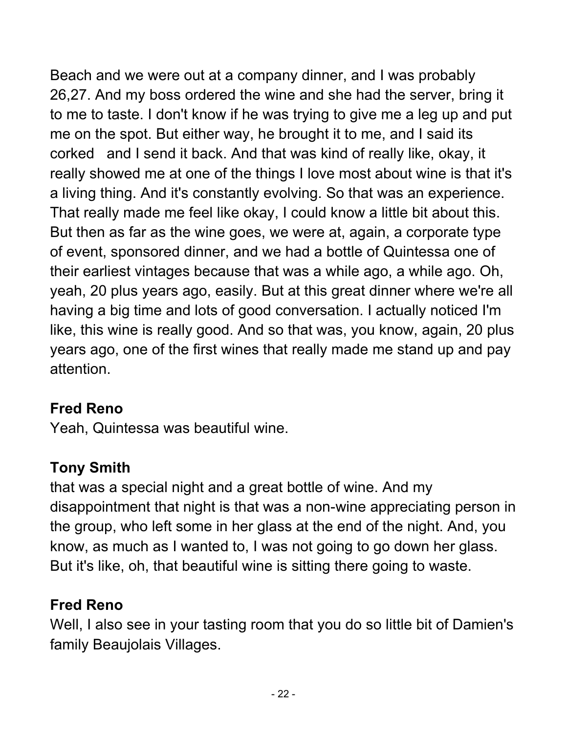Beach and we were out at a company dinner, and I was probably 26,27. And my boss ordered the wine and she had the server, bring it to me to taste. I don't know if he was trying to give me a leg up and put me on the spot. But either way, he brought it to me, and I said its corked and I send it back. And that was kind of really like, okay, it really showed me at one of the things I love most about wine is that it's a living thing. And it's constantly evolving. So that was an experience. That really made me feel like okay, I could know a little bit about this. But then as far as the wine goes, we were at, again, a corporate type of event, sponsored dinner, and we had a bottle of Quintessa one of their earliest vintages because that was a while ago, a while ago. Oh, yeah, 20 plus years ago, easily. But at this great dinner where we're all having a big time and lots of good conversation. I actually noticed I'm like, this wine is really good. And so that was, you know, again, 20 plus years ago, one of the first wines that really made me stand up and pay attention.

**Fred Reno**
Yeah, Quintessa was beautiful wine.

**Tony Smith**
that was a special night and a great bottle of wine. And my disappointment that night is that was a non-wine appreciating person in the group, who left some in her glass at the end of the night. And, you know, as much as I wanted to, I was not going to go down her glass. But it's like, oh, that beautiful wine is sitting there going to waste.

**Fred Reno**
Well, I also see in your tasting room that you do so little bit of Damien's family Beaujolais Villages.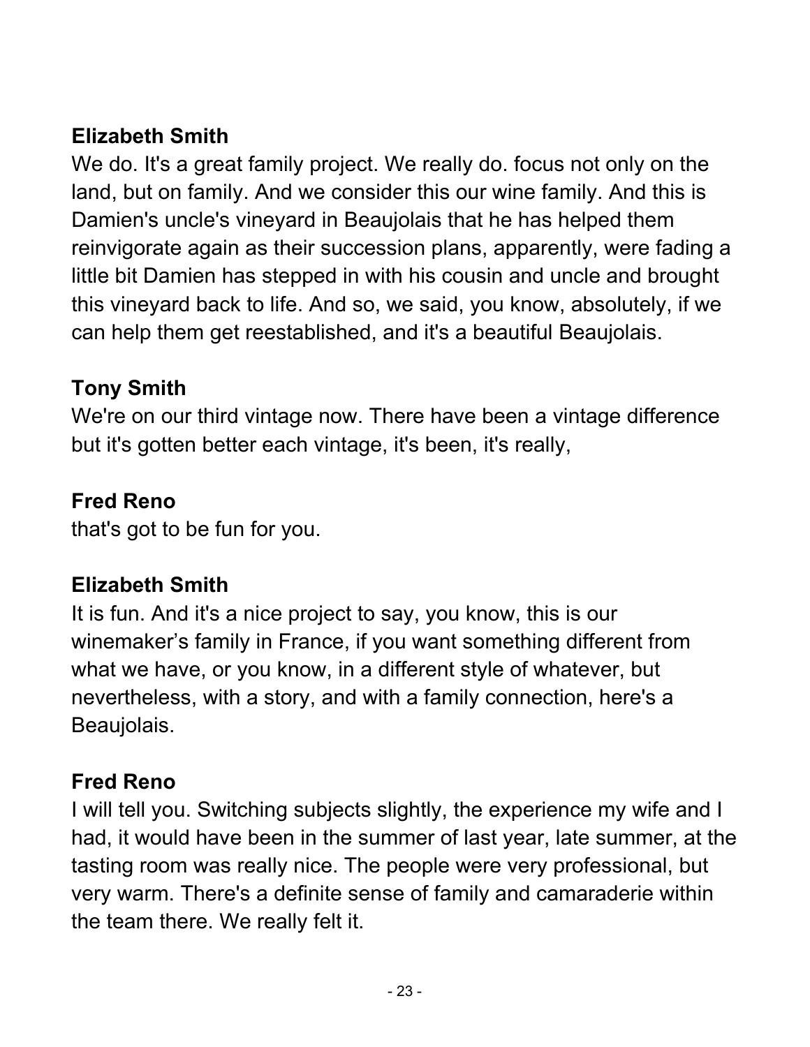**Elizabeth Smith**
We do. It's a great family project. We really do. focus not only on the land, but on family. And we consider this our wine family. And this is Damien's uncle's vineyard in Beaujolais that he has helped them reinvigorate again as their succession plans, apparently, were fading a little bit Damien has stepped in with his cousin and uncle and brought this vineyard back to life. And so, we said, you know, absolutely, if we can help them get reestablished, and it's a beautiful Beaujolais.

**Tony Smith**
We're on our third vintage now. There have been a vintage difference but it's gotten better each vintage, it's been, it's really,

**Fred Reno**
that's got to be fun for you.

**Elizabeth Smith**
It is fun. And it's a nice project to say, you know, this is our winemaker's family in France, if you want something different from what we have, or you know, in a different style of whatever, but nevertheless, with a story, and with a family connection, here's a Beaujolais.

**Fred Reno**
I will tell you. Switching subjects slightly, the experience my wife and I had, it would have been in the summer of last year, late summer, at the tasting room was really nice. The people were very professional, but very warm. There's a definite sense of family and camaraderie within the team there. We really felt it.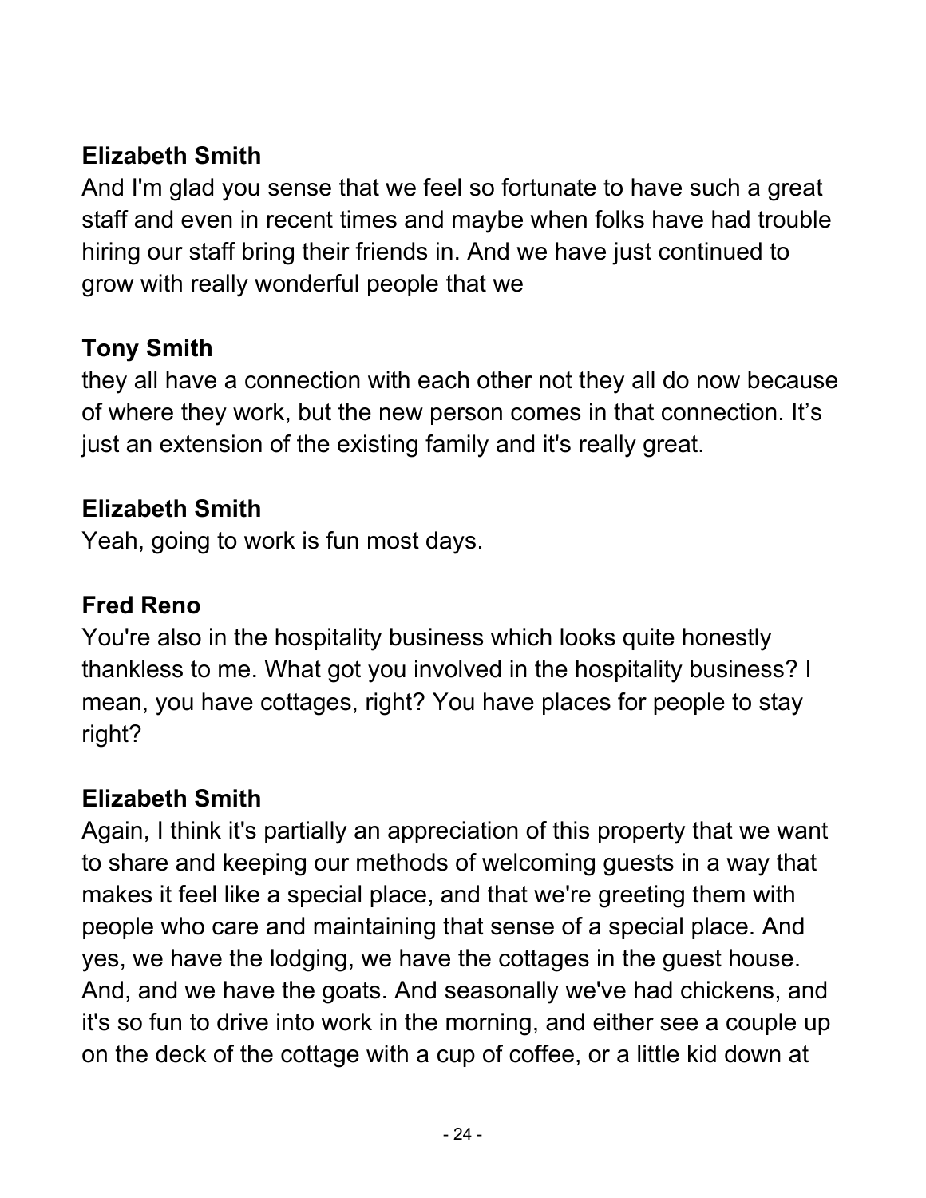**Elizabeth Smith**
And I'm glad you sense that we feel so fortunate to have such a great staff and even in recent times and maybe when folks have had trouble hiring our staff bring their friends in. And we have just continued to grow with really wonderful people that we

**Tony Smith**
they all have a connection with each other not they all do now because of where they work, but the new person comes in that connection. It's just an extension of the existing family and it's really great.

**Elizabeth Smith**
Yeah, going to work is fun most days.

**Fred Reno**
You're also in the hospitality business which looks quite honestly thankless to me. What got you involved in the hospitality business? I mean, you have cottages, right? You have places for people to stay right?

**Elizabeth Smith**
Again, I think it's partially an appreciation of this property that we want to share and keeping our methods of welcoming guests in a way that makes it feel like a special place, and that we're greeting them with people who care and maintaining that sense of a special place. And yes, we have the lodging, we have the cottages in the guest house. And, and we have the goats. And seasonally we've had chickens, and it's so fun to drive into work in the morning, and either see a couple up on the deck of the cottage with a cup of coffee, or a little kid down at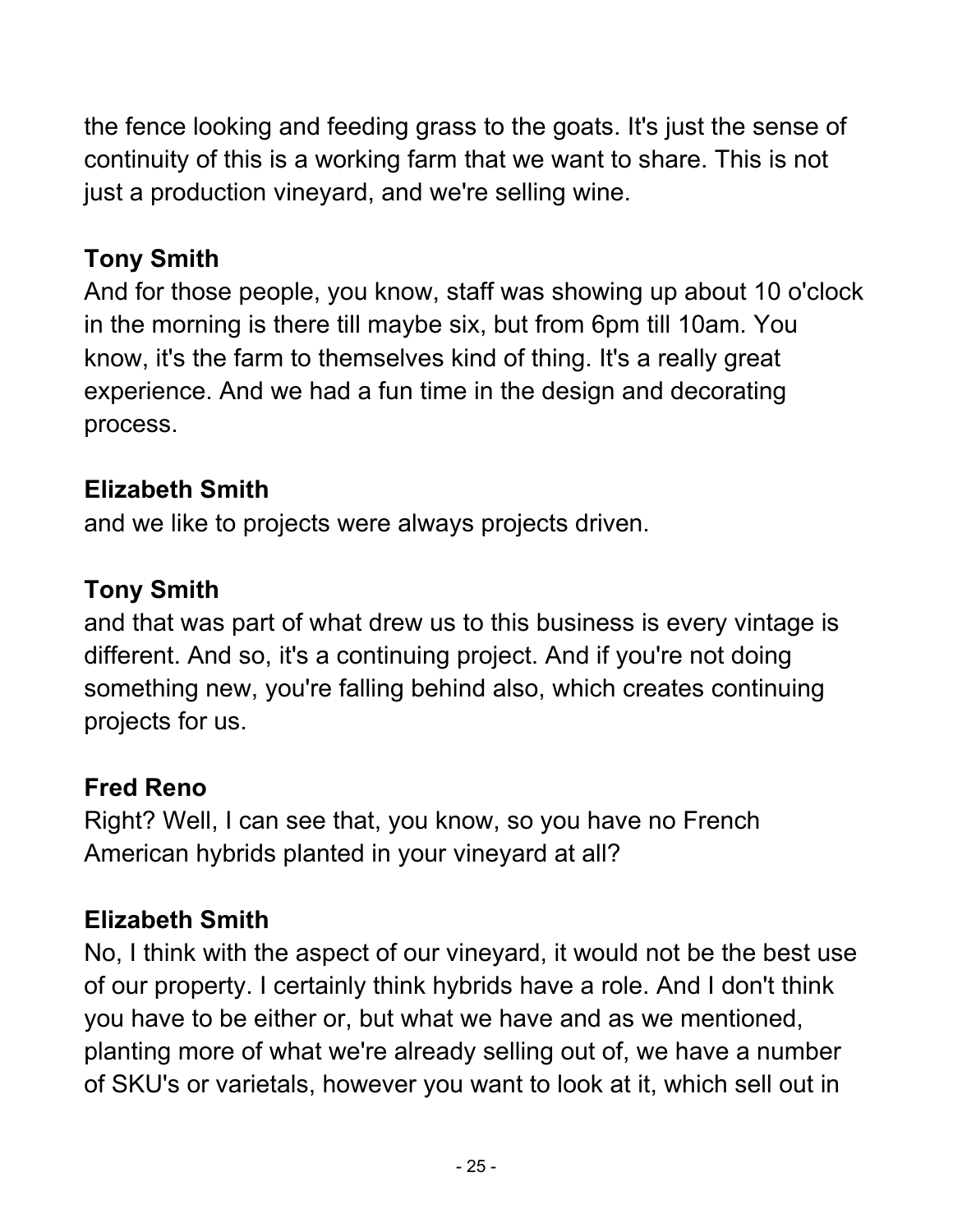the fence looking and feeding grass to the goats. It's just the sense of continuity of this is a working farm that we want to share. This is not just a production vineyard, and we're selling wine.

**Tony Smith**

And for those people, you know, staff was showing up about 10 o'clock in the morning is there till maybe six, but from 6pm till 10am. You know, it's the farm to themselves kind of thing. It's a really great experience. And we had a fun time in the design and decorating process.

**Elizabeth Smith**

and we like to projects were always projects driven.

**Tony Smith**

and that was part of what drew us to this business is every vintage is different. And so, it's a continuing project. And if you're not doing something new, you're falling behind also, which creates continuing projects for us.

**Fred Reno**

Right? Well, I can see that, you know, so you have no French American hybrids planted in your vineyard at all?

**Elizabeth Smith**

No, I think with the aspect of our vineyard, it would not be the best use of our property. I certainly think hybrids have a role. And I don't think you have to be either or, but what we have and as we mentioned, planting more of what we're already selling out of, we have a number of SKU's or varietals, however you want to look at it, which sell out in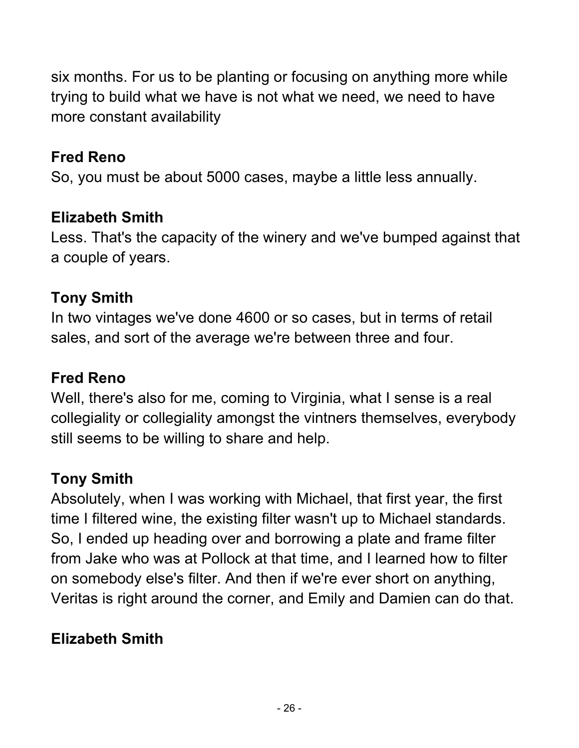six months. For us to be planting or focusing on anything more while trying to build what we have is not what we need, we need to have more constant availability

**Fred Reno**
So, you must be about 5000 cases, maybe a little less annually.

**Elizabeth Smith**
Less. That's the capacity of the winery and we've bumped against that a couple of years.

**Tony Smith**
In two vintages we've done 4600 or so cases, but in terms of retail sales, and sort of the average we're between three and four.

**Fred Reno**
Well, there's also for me, coming to Virginia, what I sense is a real collegiality or collegiality amongst the vintners themselves, everybody still seems to be willing to share and help.

**Tony Smith**
Absolutely, when I was working with Michael, that first year, the first time I filtered wine, the existing filter wasn't up to Michael standards. So, I ended up heading over and borrowing a plate and frame filter from Jake who was at Pollock at that time, and I learned how to filter on somebody else's filter. And then if we're ever short on anything, Veritas is right around the corner, and Emily and Damien can do that.

**Elizabeth Smith**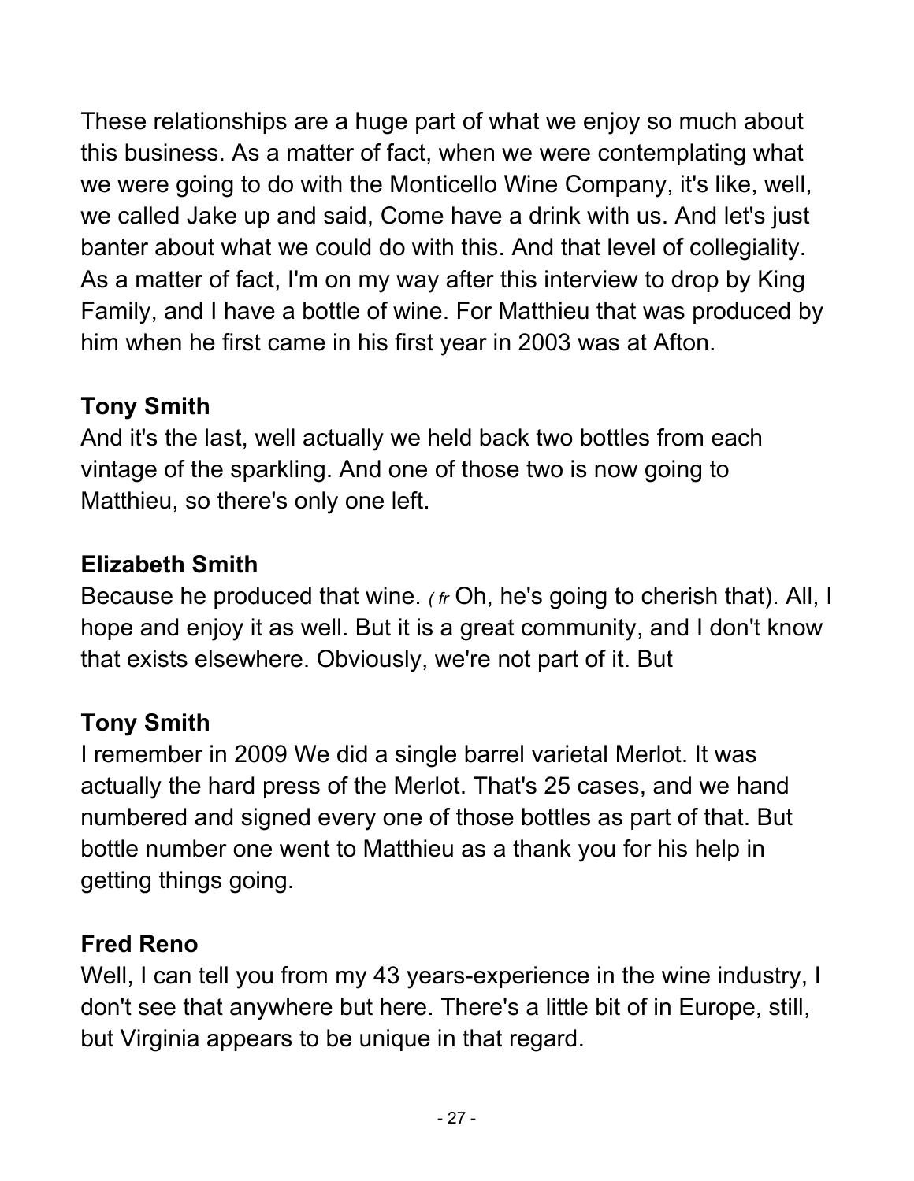These relationships are a huge part of what we enjoy so much about this business. As a matter of fact, when we were contemplating what we were going to do with the Monticello Wine Company, it's like, well, we called Jake up and said, Come have a drink with us. And let's just banter about what we could do with this. And that level of collegiality. As a matter of fact, I'm on my way after this interview to drop by King Family, and I have a bottle of wine. For Matthieu that was produced by him when he first came in his first year in 2003 was at Afton.

**Tony Smith**
And it's the last, well actually we held back two bottles from each vintage of the sparkling. And one of those two is now going to Matthieu, so there's only one left.

**Elizabeth Smith**
Because he produced that wine. *( fr* Oh, he's going to cherish that). All, I hope and enjoy it as well. But it is a great community, and I don't know that exists elsewhere. Obviously, we're not part of it. But

**Tony Smith**
I remember in 2009 We did a single barrel varietal Merlot. It was actually the hard press of the Merlot. That's 25 cases, and we hand numbered and signed every one of those bottles as part of that. But bottle number one went to Matthieu as a thank you for his help in getting things going.

**Fred Reno**
Well, I can tell you from my 43 years-experience in the wine industry, I don't see that anywhere but here. There's a little bit of in Europe, still, but Virginia appears to be unique in that regard.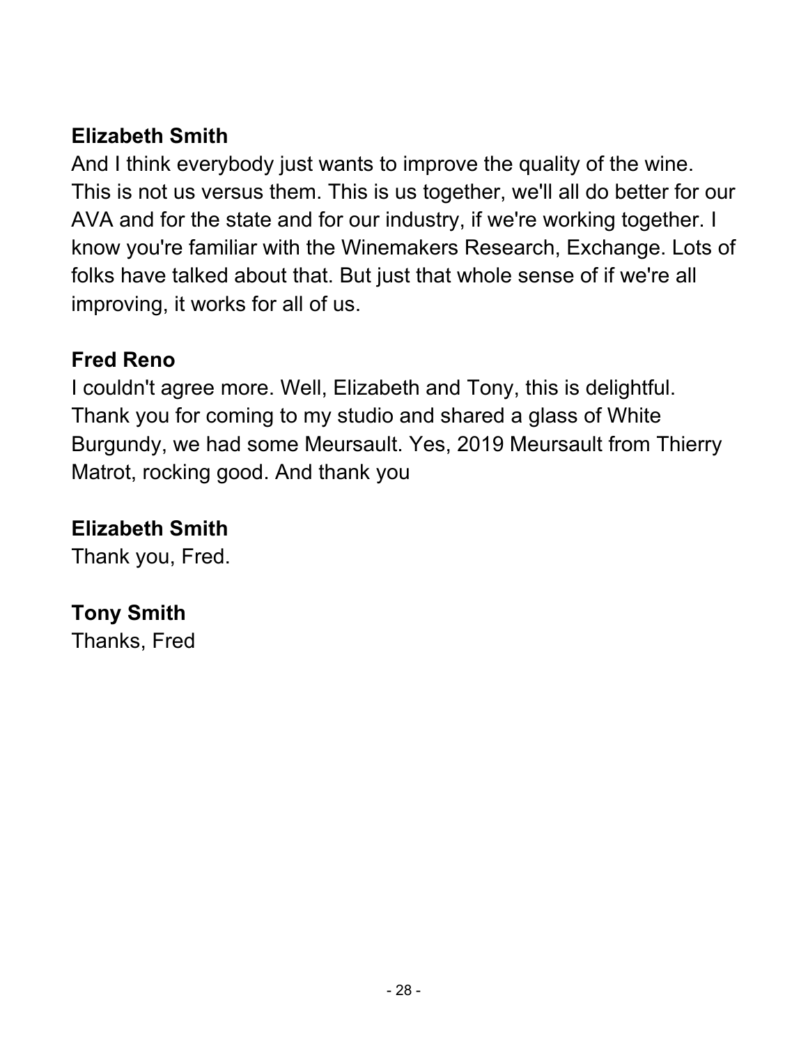**Elizabeth Smith**
And I think everybody just wants to improve the quality of the wine. This is not us versus them. This is us together, we'll all do better for our AVA and for the state and for our industry, if we're working together. I know you're familiar with the Winemakers Research, Exchange. Lots of folks have talked about that. But just that whole sense of if we're all improving, it works for all of us.

**Fred Reno**
I couldn't agree more. Well, Elizabeth and Tony, this is delightful. Thank you for coming to my studio and shared a glass of White Burgundy, we had some Meursault. Yes, 2019 Meursault from Thierry Matrot, rocking good. And thank you

**Elizabeth Smith**
Thank you, Fred.

**Tony Smith**
Thanks, Fred